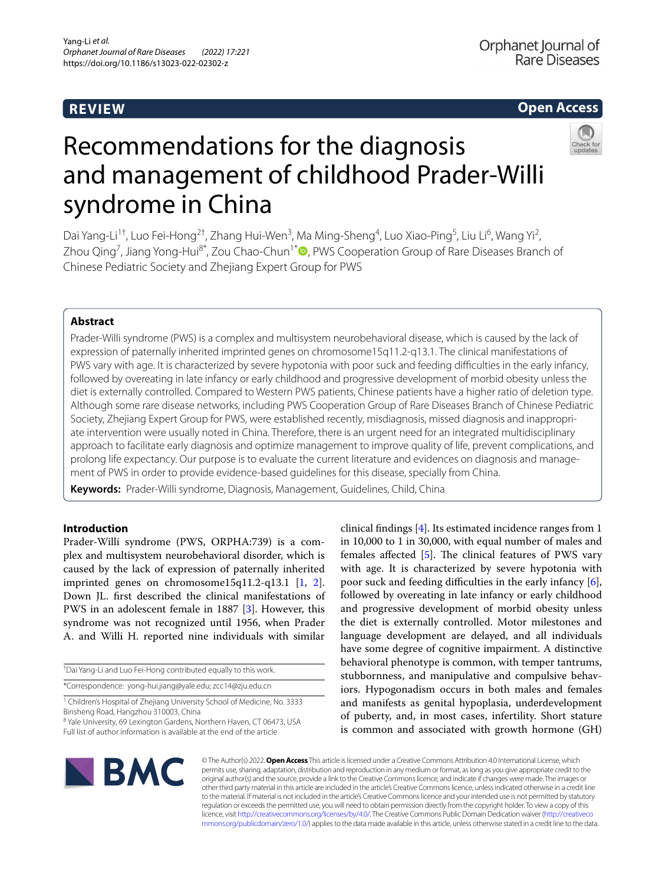REVIEW

Open Access

# Recommendations for the diagnosis and management of childhood Prader-Willi syndrome in China

Dai Yang-Li[1†], Luo Fei-Hong[2†], Zhang Hui-Wen[3], Ma Ming-Sheng[4], Luo Xiao-Ping[5], Liu Li[6], Wang Yi[2], Zhou Qing[7], Jiang Yong-Hui[8*], Zou Chao-Chun[1*], PWS Cooperation Group of Rare Diseases Branch of Chinese Pediatric Society and Zhejiang Expert Group for PWS

## Abstract

Prader-Willi syndrome (PWS) is a complex and multisystem neurobehavioral disease, which is caused by the lack of expression of paternally inherited imprinted genes on chromosome15q11.2-q13.1. The clinical manifestations of PWS vary with age. It is characterized by severe hypotonia with poor suck and feeding difficulties in the early infancy, followed by overeating in late infancy or early childhood and progressive development of morbid obesity unless the diet is externally controlled. Compared to Western PWS patients, Chinese patients have a higher ratio of deletion type. Although some rare disease networks, including PWS Cooperation Group of Rare Diseases Branch of Chinese Pediatric Society, Zhejiang Expert Group for PWS, were established recently, misdiagnosis, missed diagnosis and inappropriate intervention were usually noted in China. Therefore, there is an urgent need for an integrated multidisciplinary approach to facilitate early diagnosis and optimize management to improve quality of life, prevent complications, and prolong life expectancy. Our purpose is to evaluate the current literature and evidences on diagnosis and management of PWS in order to provide evidence-based guidelines for this disease, specially from China.

**Keywords:** Prader-Willi syndrome, Diagnosis, Management, Guidelines, Child, China

## Introduction

Prader-Willi syndrome (PWS, ORPHA:739) is a complex and multisystem neurobehavioral disorder, which is caused by the lack of expression of paternally inherited imprinted genes on chromosome15q11.2-q13.1 [1, 2]. Down JL. first described the clinical manifestations of PWS in an adolescent female in 1887 [3]. However, this syndrome was not recognized until 1956, when Prader A. and Willi H. reported nine individuals with similar clinical findings [4]. Its estimated incidence ranges from 1 in 10,000 to 1 in 30,000, with equal number of males and females affected [5]. The clinical features of PWS vary with age. It is characterized by severe hypotonia with poor suck and feeding difficulties in the early infancy [6], followed by overeating in late infancy or early childhood and progressive development of morbid obesity unless the diet is externally controlled. Motor milestones and language development are delayed, and all individuals have some degree of cognitive impairment. A distinctive behavioral phenotype is common, with temper tantrums, stubbornness, and manipulative and compulsive behaviors. Hypogonadism occurs in both males and females and manifests as genital hypoplasia, underdevelopment of puberty, and, in most cases, infertility. Short stature is common and associated with growth hormone (GH)

†Dai Yang-Li and Luo Fei-Hong contributed equally to this work.

*Correspondence: yong-hui.jiang@yale.edu; zcc14@zju.edu.cn

[1] Children's Hospital of Zhejiang University School of Medicine, No. 3333 Binsheng Road, Hangzhou 310003, China

[8] Yale University, 69 Lexington Gardens, Northern Haven, CT 06473, USA

Full list of author information is available at the end of the article

© The Author(s) 2022. **Open Access** This article is licensed under a Creative Commons Attribution 4.0 International License, which permits use, sharing, adaptation, distribution and reproduction in any medium or format, as long as you give appropriate credit to the original author(s) and the source, provide a link to the Creative Commons licence, and indicate if changes were made. The images or other third party material in this article are included in the article's Creative Commons licence, unless indicated otherwise in a credit line to the material. If material is not included in the article's Creative Commons licence and your intended use is not permitted by statutory regulation or exceeds the permitted use, you will need to obtain permission directly from the copyright holder. To view a copy of this licence, visit http://creativecommons.org/licenses/by/4.0/. The Creative Commons Public Domain Dedication waiver (http://creativecommons.org/publicdomain/zero/1.0/) applies to the data made available in this article, unless otherwise stated in a credit line to the data.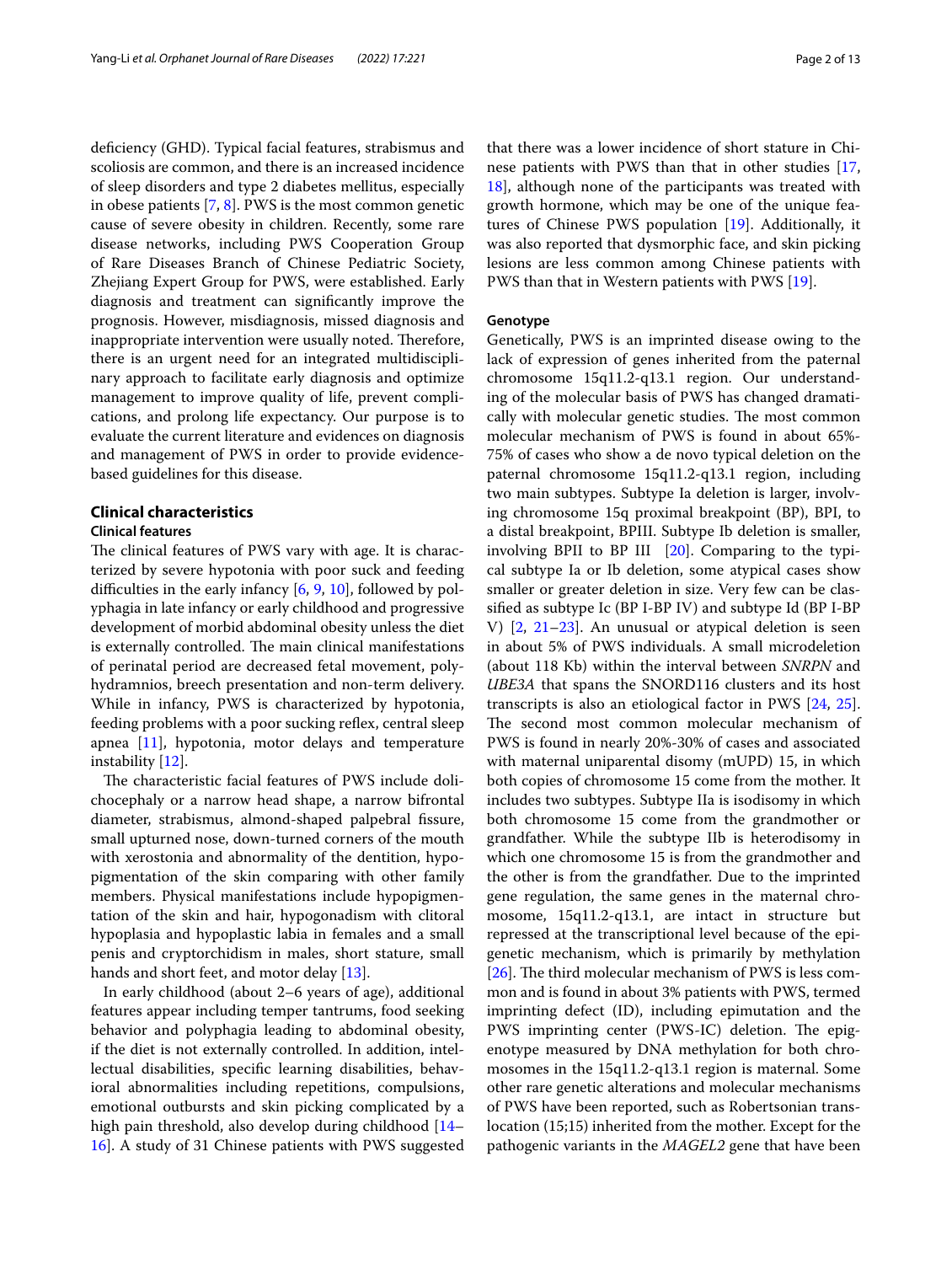deficiency (GHD). Typical facial features, strabismus and scoliosis are common, and there is an increased incidence of sleep disorders and type 2 diabetes mellitus, especially in obese patients [7, 8]. PWS is the most common genetic cause of severe obesity in children. Recently, some rare disease networks, including PWS Cooperation Group of Rare Diseases Branch of Chinese Pediatric Society, Zhejiang Expert Group for PWS, were established. Early diagnosis and treatment can significantly improve the prognosis. However, misdiagnosis, missed diagnosis and inappropriate intervention were usually noted. Therefore, there is an urgent need for an integrated multidisciplinary approach to facilitate early diagnosis and optimize management to improve quality of life, prevent complications, and prolong life expectancy. Our purpose is to evaluate the current literature and evidences on diagnosis and management of PWS in order to provide evidence-based guidelines for this disease.

## Clinical characteristics

### Clinical features

The clinical features of PWS vary with age. It is characterized by severe hypotonia with poor suck and feeding difficulties in the early infancy [6, 9, 10], followed by polyphagia in late infancy or early childhood and progressive development of morbid abdominal obesity unless the diet is externally controlled. The main clinical manifestations of perinatal period are decreased fetal movement, polyhydramnios, breech presentation and non-term delivery. While in infancy, PWS is characterized by hypotonia, feeding problems with a poor sucking reflex, central sleep apnea [11], hypotonia, motor delays and temperature instability [12].

The characteristic facial features of PWS include dolichocephaly or a narrow head shape, a narrow bifrontal diameter, strabismus, almond-shaped palpebral fissure, small upturned nose, down-turned corners of the mouth with xerostonia and abnormality of the dentition, hypopigmentation of the skin comparing with other family members. Physical manifestations include hypopigmentation of the skin and hair, hypogonadism with clitoral hypoplasia and hypoplastic labia in females and a small penis and cryptorchidism in males, short stature, small hands and short feet, and motor delay [13].

In early childhood (about 2–6 years of age), additional features appear including temper tantrums, food seeking behavior and polyphagia leading to abdominal obesity, if the diet is not externally controlled. In addition, intellectual disabilities, specific learning disabilities, behavioral abnormalities including repetitions, compulsions, emotional outbursts and skin picking complicated by a high pain threshold, also develop during childhood [14–16]. A study of 31 Chinese patients with PWS suggested that there was a lower incidence of short stature in Chinese patients with PWS than that in other studies [17, 18], although none of the participants was treated with growth hormone, which may be one of the unique features of Chinese PWS population [19]. Additionally, it was also reported that dysmorphic face, and skin picking lesions are less common among Chinese patients with PWS than that in Western patients with PWS [19].

### Genotype

Genetically, PWS is an imprinted disease owing to the lack of expression of genes inherited from the paternal chromosome 15q11.2-q13.1 region. Our understanding of the molecular basis of PWS has changed dramatically with molecular genetic studies. The most common molecular mechanism of PWS is found in about 65%-75% of cases who show a de novo typical deletion on the paternal chromosome 15q11.2-q13.1 region, including two main subtypes. Subtype Ia deletion is larger, involving chromosome 15q proximal breakpoint (BP), BPI, to a distal breakpoint, BPIII. Subtype Ib deletion is smaller, involving BPII to BP III [20]. Comparing to the typical subtype Ia or Ib deletion, some atypical cases show smaller or greater deletion in size. Very few can be classified as subtype Ic (BP I-BP IV) and subtype Id (BP I-BP V) [2, 21–23]. An unusual or atypical deletion is seen in about 5% of PWS individuals. A small microdeletion (about 118 Kb) within the interval between *SNRPN* and *UBE3A* that spans the SNORD116 clusters and its host transcripts is also an etiological factor in PWS [24, 25]. The second most common molecular mechanism of PWS is found in nearly 20%-30% of cases and associated with maternal uniparental disomy (mUPD) 15, in which both copies of chromosome 15 come from the mother. It includes two subtypes. Subtype IIa is isodisomy in which both chromosome 15 come from the grandmother or grandfather. While the subtype IIb is heterodisomy in which one chromosome 15 is from the grandmother and the other is from the grandfather. Due to the imprinted gene regulation, the same genes in the maternal chromosome, 15q11.2-q13.1, are intact in structure but repressed at the transcriptional level because of the epigenetic mechanism, which is primarily by methylation [26]. The third molecular mechanism of PWS is less common and is found in about 3% patients with PWS, termed imprinting defect (ID), including epimutation and the PWS imprinting center (PWS-IC) deletion. The epigenotype measured by DNA methylation for both chromosomes in the 15q11.2-q13.1 region is maternal. Some other rare genetic alterations and molecular mechanisms of PWS have been reported, such as Robertsonian translocation (15;15) inherited from the mother. Except for the pathogenic variants in the *MAGEL2* gene that have been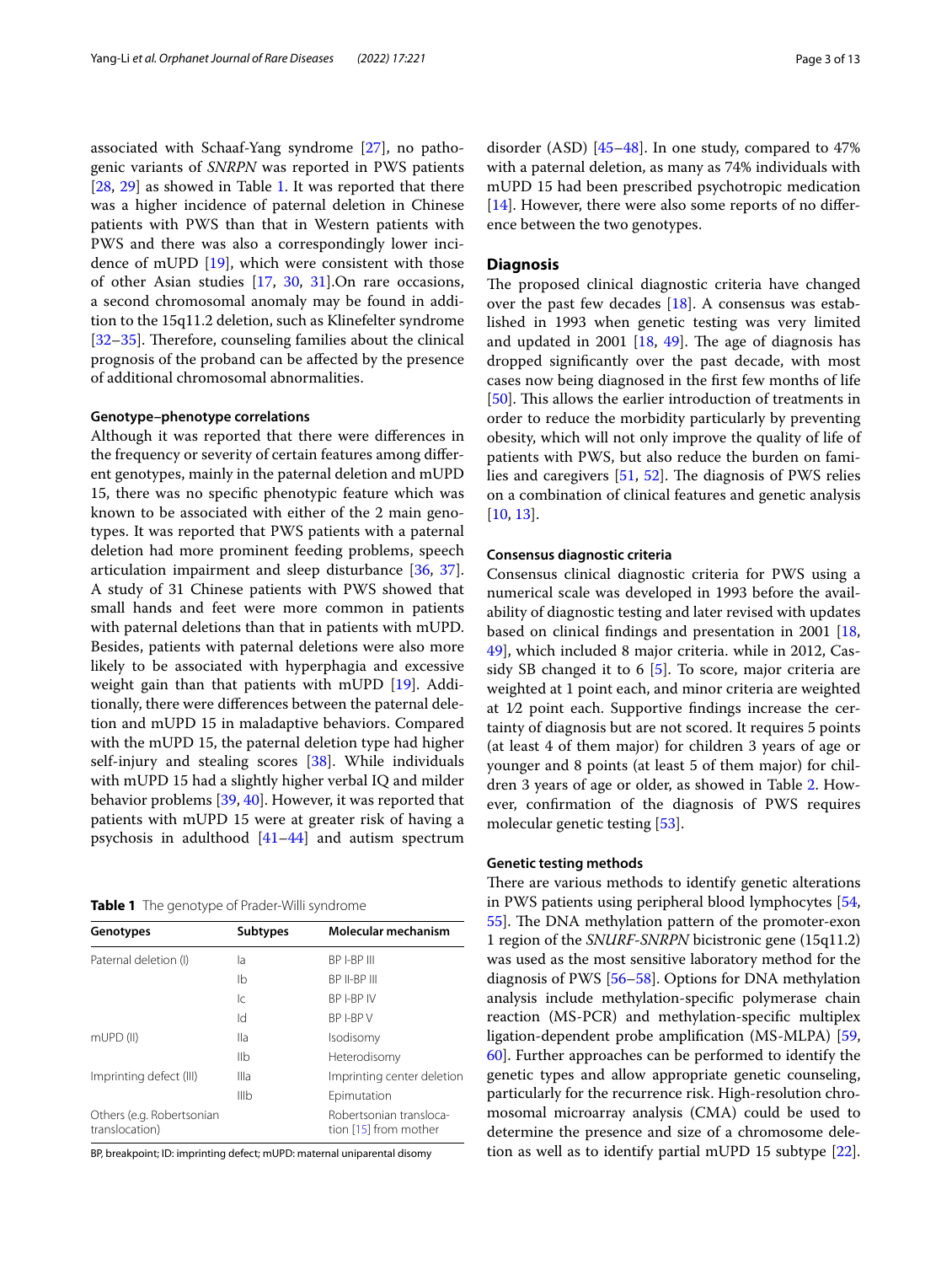associated with Schaaf-Yang syndrome [27], no pathogenic variants of *SNRPN* was reported in PWS patients [28, 29] as showed in Table 1. It was reported that there was a higher incidence of paternal deletion in Chinese patients with PWS than that in Western patients with PWS and there was also a correspondingly lower incidence of mUPD [19], which were consistent with those of other Asian studies [17, 30, 31].On rare occasions, a second chromosomal anomaly may be found in addition to the 15q11.2 deletion, such as Klinefelter syndrome [32–35]. Therefore, counseling families about the clinical prognosis of the proband can be affected by the presence of additional chromosomal abnormalities.

#### Genotype–phenotype correlations

Although it was reported that there were differences in the frequency or severity of certain features among different genotypes, mainly in the paternal deletion and mUPD 15, there was no specific phenotypic feature which was known to be associated with either of the 2 main genotypes. It was reported that PWS patients with a paternal deletion had more prominent feeding problems, speech articulation impairment and sleep disturbance [36, 37]. A study of 31 Chinese patients with PWS showed that small hands and feet were more common in patients with paternal deletions than that in patients with mUPD. Besides, patients with paternal deletions were also more likely to be associated with hyperphagia and excessive weight gain than that patients with mUPD [19]. Additionally, there were differences between the paternal deletion and mUPD 15 in maladaptive behaviors. Compared with the mUPD 15, the paternal deletion type had higher self-injury and stealing scores [38]. While individuals with mUPD 15 had a slightly higher verbal IQ and milder behavior problems [39, 40]. However, it was reported that patients with mUPD 15 were at greater risk of having a psychosis in adulthood [41–44] and autism spectrum disorder (ASD) [45–48]. In one study, compared to 47% with a paternal deletion, as many as 74% individuals with mUPD 15 had been prescribed psychotropic medication [14]. However, there were also some reports of no difference between the two genotypes.

**Table 1** The genotype of Prader-Willi syndrome

| Genotypes | Subtypes | Molecular mechanism |
|---|---|---|
| Paternal deletion (I) | Ia | BP I-BP III |
| | Ib | BP II-BP III |
| | Ic | BP I-BP IV |
| | Id | BP I-BP V |
| mUPD (II) | IIa | Isodisomy |
| | IIb | Heterodisomy |
| Imprinting defect (III) | IIIa | Imprinting center deletion |
| | IIIb | Epimutation |
| Others (e.g. Robertsonian translocation) | | Robertsonian translocation [15] from mother |

BP, breakpoint; ID: imprinting defect; mUPD: maternal uniparental disomy

### Diagnosis

The proposed clinical diagnostic criteria have changed over the past few decades [18]. A consensus was established in 1993 when genetic testing was very limited and updated in 2001 [18, 49]. The age of diagnosis has dropped significantly over the past decade, with most cases now being diagnosed in the first few months of life [50]. This allows the earlier introduction of treatments in order to reduce the morbidity particularly by preventing obesity, which will not only improve the quality of life of patients with PWS, but also reduce the burden on families and caregivers [51, 52]. The diagnosis of PWS relies on a combination of clinical features and genetic analysis [10, 13].

#### Consensus diagnostic criteria

Consensus clinical diagnostic criteria for PWS using a numerical scale was developed in 1993 before the availability of diagnostic testing and later revised with updates based on clinical findings and presentation in 2001 [18, 49], which included 8 major criteria. while in 2012, Cassidy SB changed it to 6 [5]. To score, major criteria are weighted at 1 point each, and minor criteria are weighted at ½ point each. Supportive findings increase the certainty of diagnosis but are not scored. It requires 5 points (at least 4 of them major) for children 3 years of age or younger and 8 points (at least 5 of them major) for children 3 years of age or older, as showed in Table 2. However, confirmation of the diagnosis of PWS requires molecular genetic testing [53].

#### Genetic testing methods

There are various methods to identify genetic alterations in PWS patients using peripheral blood lymphocytes [54, 55]. The DNA methylation pattern of the promoter-exon 1 region of the *SNURF-SNRPN* bicistronic gene (15q11.2) was used as the most sensitive laboratory method for the diagnosis of PWS [56–58]. Options for DNA methylation analysis include methylation-specific polymerase chain reaction (MS-PCR) and methylation-specific multiplex ligation-dependent probe amplification (MS-MLPA) [59, 60]. Further approaches can be performed to identify the genetic types and allow appropriate genetic counseling, particularly for the recurrence risk. High-resolution chromosomal microarray analysis (CMA) could be used to determine the presence and size of a chromosome deletion as well as to identify partial mUPD 15 subtype [22].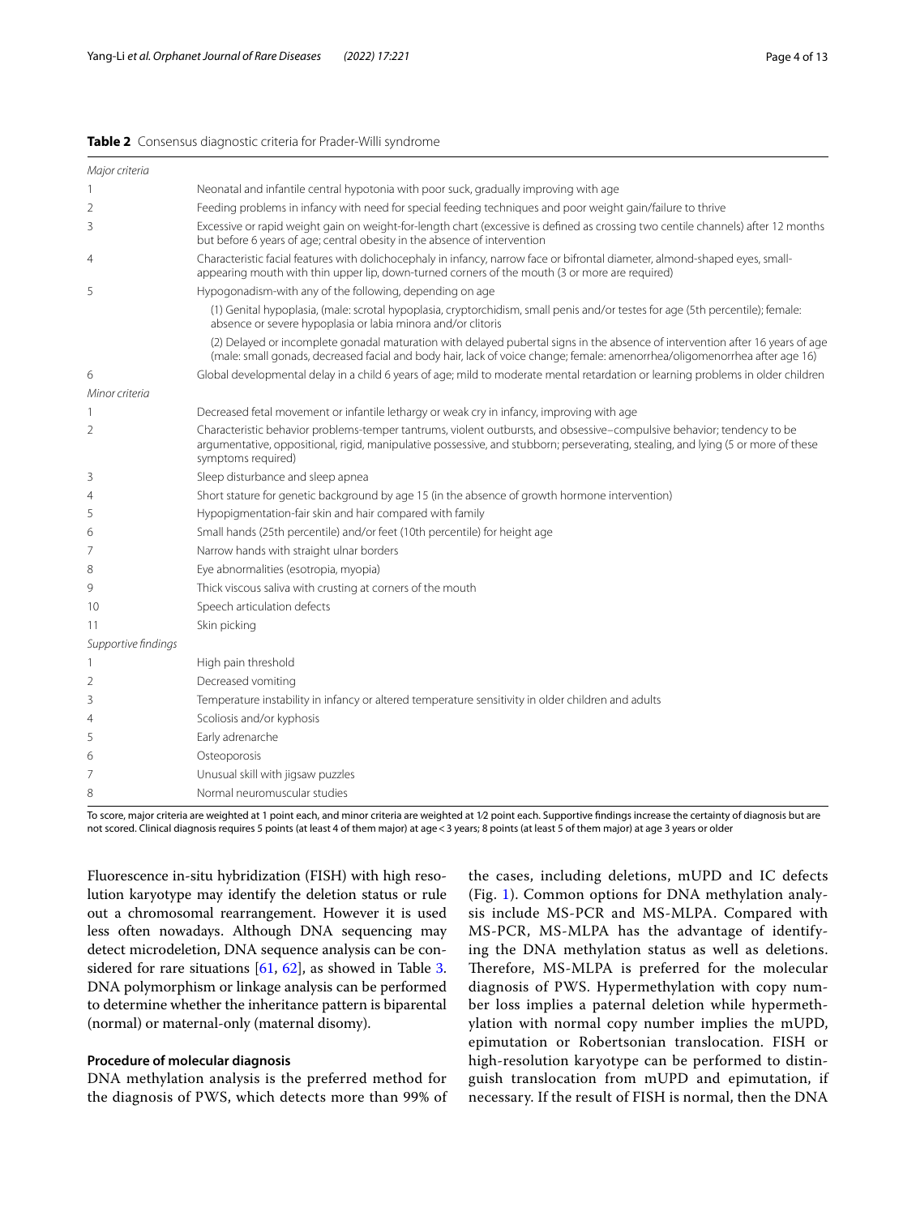**Table 2** Consensus diagnostic criteria for Prader-Willi syndrome

| | |
|---|---|
| *Major criteria* | |
| 1 | Neonatal and infantile central hypotonia with poor suck, gradually improving with age |
| 2 | Feeding problems in infancy with need for special feeding techniques and poor weight gain/failure to thrive |
| 3 | Excessive or rapid weight gain on weight-for-length chart (excessive is defined as crossing two centile channels) after 12 months but before 6 years of age; central obesity in the absence of intervention |
| 4 | Characteristic facial features with dolichocephaly in infancy, narrow face or bifrontal diameter, almond-shaped eyes, small-appearing mouth with thin upper lip, down-turned corners of the mouth (3 or more are required) |
| 5 | Hypogonadism-with any of the following, depending on age |
| | (1) Genital hypoplasia, (male: scrotal hypoplasia, cryptorchidism, small penis and/or testes for age (5th percentile); female: absence or severe hypoplasia or labia minora and/or clitoris |
| | (2) Delayed or incomplete gonadal maturation with delayed pubertal signs in the absence of intervention after 16 years of age (male: small gonads, decreased facial and body hair, lack of voice change; female: amenorrhea/oligomenorrhea after age 16) |
| 6 | Global developmental delay in a child 6 years of age; mild to moderate mental retardation or learning problems in older children |
| *Minor criteria* | |
| 1 | Decreased fetal movement or infantile lethargy or weak cry in infancy, improving with age |
| 2 | Characteristic behavior problems-temper tantrums, violent outbursts, and obsessive–compulsive behavior; tendency to be argumentative, oppositional, rigid, manipulative possessive, and stubborn; perseverating, stealing, and lying (5 or more of these symptoms required) |
| 3 | Sleep disturbance and sleep apnea |
| 4 | Short stature for genetic background by age 15 (in the absence of growth hormone intervention) |
| 5 | Hypopigmentation-fair skin and hair compared with family |
| 6 | Small hands (25th percentile) and/or feet (10th percentile) for height age |
| 7 | Narrow hands with straight ulnar borders |
| 8 | Eye abnormalities (esotropia, myopia) |
| 9 | Thick viscous saliva with crusting at corners of the mouth |
| 10 | Speech articulation defects |
| 11 | Skin picking |
| *Supportive findings* | |
| 1 | High pain threshold |
| 2 | Decreased vomiting |
| 3 | Temperature instability in infancy or altered temperature sensitivity in older children and adults |
| 4 | Scoliosis and/or kyphosis |
| 5 | Early adrenarche |
| 6 | Osteoporosis |
| 7 | Unusual skill with jigsaw puzzles |
| 8 | Normal neuromuscular studies |

To score, major criteria are weighted at 1 point each, and minor criteria are weighted at ½ point each. Supportive findings increase the certainty of diagnosis but are not scored. Clinical diagnosis requires 5 points (at least 4 of them major) at age < 3 years; 8 points (at least 5 of them major) at age 3 years or older

Fluorescence in-situ hybridization (FISH) with high resolution karyotype may identify the deletion status or rule out a chromosomal rearrangement. However it is used less often nowadays. Although DNA sequencing may detect microdeletion, DNA sequence analysis can be considered for rare situations [61, 62], as showed in Table 3. DNA polymorphism or linkage analysis can be performed to determine whether the inheritance pattern is biparental (normal) or maternal-only (maternal disomy).

#### Procedure of molecular diagnosis

DNA methylation analysis is the preferred method for the diagnosis of PWS, which detects more than 99% of the cases, including deletions, mUPD and IC defects (Fig. 1). Common options for DNA methylation analysis include MS-PCR and MS-MLPA. Compared with MS-PCR, MS-MLPA has the advantage of identifying the DNA methylation status as well as deletions. Therefore, MS-MLPA is preferred for the molecular diagnosis of PWS. Hypermethylation with copy number loss implies a paternal deletion while hypermethylation with normal copy number implies the mUPD, epimutation or Robertsonian translocation. FISH or high-resolution karyotype can be performed to distinguish translocation from mUPD and epimutation, if necessary. If the result of FISH is normal, then the DNA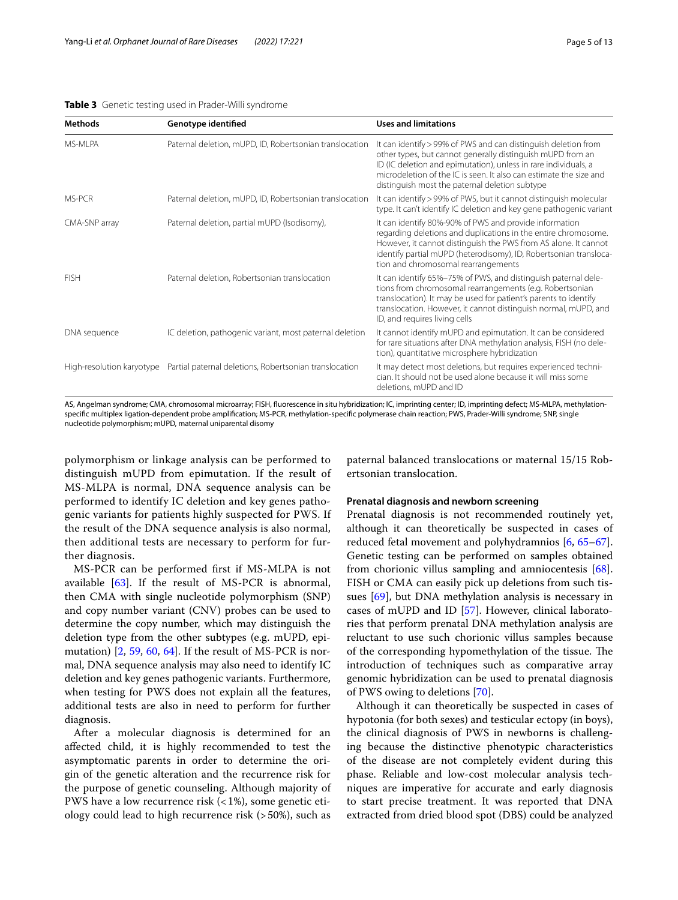**Table 3** Genetic testing used in Prader-Willi syndrome

| Methods | Genotype identified | Uses and limitations |
|---|---|---|
| MS-MLPA | Paternal deletion, mUPD, ID, Robertsonian translocation | It can identify > 99% of PWS and can distinguish deletion from other types, but cannot generally distinguish mUPD from an ID (IC deletion and epimutation), unless in rare individuals, a microdeletion of the IC is seen. It also can estimate the size and distinguish most the paternal deletion subtype |
| MS-PCR | Paternal deletion, mUPD, ID, Robertsonian translocation | It can identify > 99% of PWS, but it cannot distinguish molecular type. It can't identify IC deletion and key gene pathogenic variant |
| CMA-SNP array | Paternal deletion, partial mUPD (Isodisomy), | It can identify 80%-90% of PWS and provide information regarding deletions and duplications in the entire chromosome. However, it cannot distinguish the PWS from AS alone. It cannot identify partial mUPD (heterodisomy), ID, Robertsonian translocation and chromosomal rearrangements |
| FISH | Paternal deletion, Robertsonian translocation | It can identify 65%–75% of PWS, and distinguish paternal deletions from chromosomal rearrangements (e.g. Robertsonian translocation). It may be used for patient's parents to identify translocation. However, it cannot distinguish normal, mUPD, and ID, and requires living cells |
| DNA sequence | IC deletion, pathogenic variant, most paternal deletion | It cannot identify mUPD and epimutation. It can be considered for rare situations after DNA methylation analysis, FISH (no deletion), quantitative microsphere hybridization |
| High-resolution karyotype | Partial paternal deletions, Robertsonian translocation | It may detect most deletions, but requires experienced technician. It should not be used alone because it will miss some deletions, mUPD and ID |

AS, Angelman syndrome; CMA, chromosomal microarray; FISH, fluorescence in situ hybridization; IC, imprinting center; ID, imprinting defect; MS-MLPA, methylation-specific multiplex ligation-dependent probe amplification; MS-PCR, methylation-specific polymerase chain reaction; PWS, Prader-Willi syndrome; SNP, single nucleotide polymorphism; mUPD, maternal uniparental disomy

polymorphism or linkage analysis can be performed to distinguish mUPD from epimutation. If the result of MS-MLPA is normal, DNA sequence analysis can be performed to identify IC deletion and key genes pathogenic variants for patients highly suspected for PWS. If the result of the DNA sequence analysis is also normal, then additional tests are necessary to perform for further diagnosis.

MS-PCR can be performed first if MS-MLPA is not available [63]. If the result of MS-PCR is abnormal, then CMA with single nucleotide polymorphism (SNP) and copy number variant (CNV) probes can be used to determine the copy number, which may distinguish the deletion type from the other subtypes (e.g. mUPD, epimutation) [2, 59, 60, 64]. If the result of MS-PCR is normal, DNA sequence analysis may also need to identify IC deletion and key genes pathogenic variants. Furthermore, when testing for PWS does not explain all the features, additional tests are also in need to perform for further diagnosis.

After a molecular diagnosis is determined for an affected child, it is highly recommended to test the asymptomatic parents in order to determine the origin of the genetic alteration and the recurrence risk for the purpose of genetic counseling. Although majority of PWS have a low recurrence risk (< 1%), some genetic etiology could lead to high recurrence risk (> 50%), such as paternal balanced translocations or maternal 15/15 Robertsonian translocation.

### Prenatal diagnosis and newborn screening

Prenatal diagnosis is not recommended routinely yet, although it can theoretically be suspected in cases of reduced fetal movement and polyhydramnios [6, 65–67]. Genetic testing can be performed on samples obtained from chorionic villus sampling and amniocentesis [68]. FISH or CMA can easily pick up deletions from such tissues [69], but DNA methylation analysis is necessary in cases of mUPD and ID [57]. However, clinical laboratories that perform prenatal DNA methylation analysis are reluctant to use such chorionic villus samples because of the corresponding hypomethylation of the tissue. The introduction of techniques such as comparative array genomic hybridization can be used to prenatal diagnosis of PWS owing to deletions [70].

Although it can theoretically be suspected in cases of hypotonia (for both sexes) and testicular ectopy (in boys), the clinical diagnosis of PWS in newborns is challenging because the distinctive phenotypic characteristics of the disease are not completely evident during this phase. Reliable and low-cost molecular analysis techniques are imperative for accurate and early diagnosis to start precise treatment. It was reported that DNA extracted from dried blood spot (DBS) could be analyzed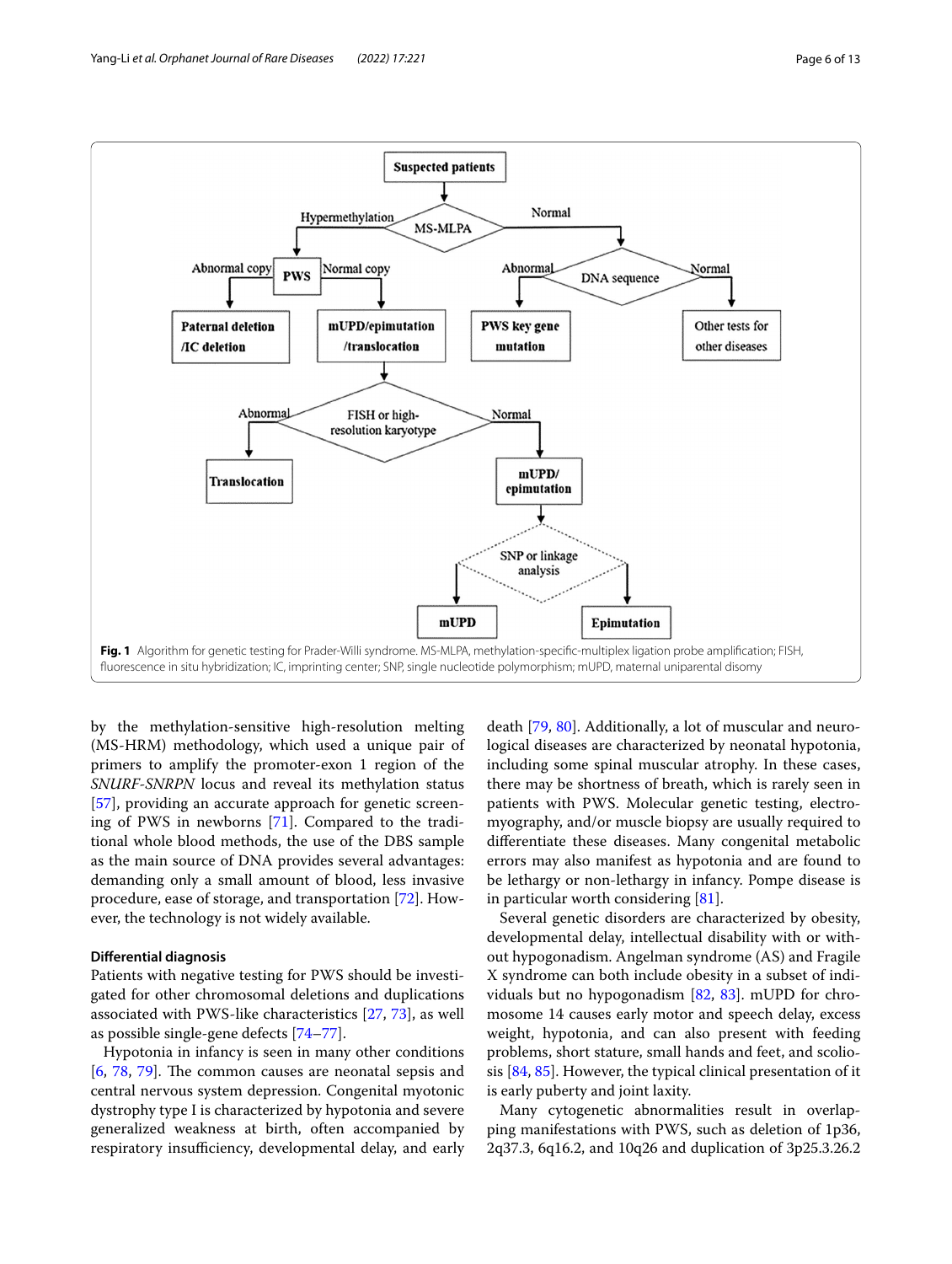Fig. 1 Algorithm for genetic testing for Prader-Willi syndrome. MS-MLPA, methylation-specific-multiplex ligation probe amplification; FISH, fluorescence in situ hybridization; IC, imprinting center; SNP, single nucleotide polymorphism; mUPD, maternal uniparental disomy

by the methylation-sensitive high-resolution melting (MS-HRM) methodology, which used a unique pair of primers to amplify the promoter-exon 1 region of the *SNURF-SNRPN* locus and reveal its methylation status [57], providing an accurate approach for genetic screening of PWS in newborns [71]. Compared to the traditional whole blood methods, the use of the DBS sample as the main source of DNA provides several advantages: demanding only a small amount of blood, less invasive procedure, ease of storage, and transportation [72]. However, the technology is not widely available.

#### Differential diagnosis

Patients with negative testing for PWS should be investigated for other chromosomal deletions and duplications associated with PWS-like characteristics [27, 73], as well as possible single-gene defects [74–77].

Hypotonia in infancy is seen in many other conditions [6, 78, 79]. The common causes are neonatal sepsis and central nervous system depression. Congenital myotonic dystrophy type I is characterized by hypotonia and severe generalized weakness at birth, often accompanied by respiratory insufficiency, developmental delay, and early death [79, 80]. Additionally, a lot of muscular and neurological diseases are characterized by neonatal hypotonia, including some spinal muscular atrophy. In these cases, there may be shortness of breath, which is rarely seen in patients with PWS. Molecular genetic testing, electromyography, and/or muscle biopsy are usually required to differentiate these diseases. Many congenital metabolic errors may also manifest as hypotonia and are found to be lethargy or non-lethargy in infancy. Pompe disease is in particular worth considering [81].

Several genetic disorders are characterized by obesity, developmental delay, intellectual disability with or without hypogonadism. Angelman syndrome (AS) and Fragile X syndrome can both include obesity in a subset of individuals but no hypogonadism [82, 83]. mUPD for chromosome 14 causes early motor and speech delay, excess weight, hypotonia, and can also present with feeding problems, short stature, small hands and feet, and scoliosis [84, 85]. However, the typical clinical presentation of it is early puberty and joint laxity.

Many cytogenetic abnormalities result in overlapping manifestations with PWS, such as deletion of 1p36, 2q37.3, 6q16.2, and 10q26 and duplication of 3p25.3.26.2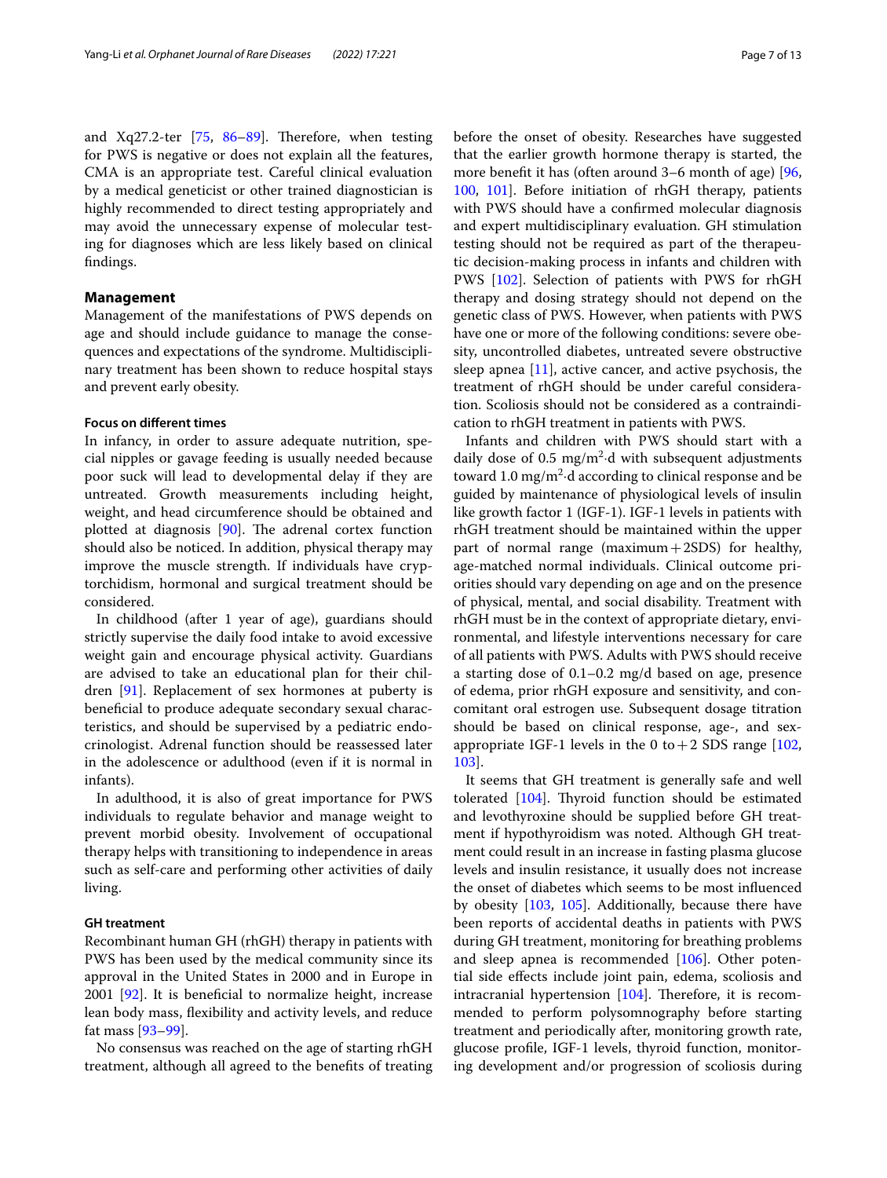and Xq27.2-ter [75, 86–89]. Therefore, when testing for PWS is negative or does not explain all the features, CMA is an appropriate test. Careful clinical evaluation by a medical geneticist or other trained diagnostician is highly recommended to direct testing appropriately and may avoid the unnecessary expense of molecular testing for diagnoses which are less likely based on clinical findings.

## Management

Management of the manifestations of PWS depends on age and should include guidance to manage the consequences and expectations of the syndrome. Multidisciplinary treatment has been shown to reduce hospital stays and prevent early obesity.

### Focus on different times

In infancy, in order to assure adequate nutrition, special nipples or gavage feeding is usually needed because poor suck will lead to developmental delay if they are untreated. Growth measurements including height, weight, and head circumference should be obtained and plotted at diagnosis [90]. The adrenal cortex function should also be noticed. In addition, physical therapy may improve the muscle strength. If individuals have cryptorchidism, hormonal and surgical treatment should be considered.

In childhood (after 1 year of age), guardians should strictly supervise the daily food intake to avoid excessive weight gain and encourage physical activity. Guardians are advised to take an educational plan for their children [91]. Replacement of sex hormones at puberty is beneficial to produce adequate secondary sexual characteristics, and should be supervised by a pediatric endocrinologist. Adrenal function should be reassessed later in the adolescence or adulthood (even if it is normal in infants).

In adulthood, it is also of great importance for PWS individuals to regulate behavior and manage weight to prevent morbid obesity. Involvement of occupational therapy helps with transitioning to independence in areas such as self-care and performing other activities of daily living.

### GH treatment

Recombinant human GH (rhGH) therapy in patients with PWS has been used by the medical community since its approval in the United States in 2000 and in Europe in 2001 [92]. It is beneficial to normalize height, increase lean body mass, flexibility and activity levels, and reduce fat mass [93–99].

No consensus was reached on the age of starting rhGH treatment, although all agreed to the benefits of treating before the onset of obesity. Researches have suggested that the earlier growth hormone therapy is started, the more benefit it has (often around 3–6 month of age) [96, 100, 101]. Before initiation of rhGH therapy, patients with PWS should have a confirmed molecular diagnosis and expert multidisciplinary evaluation. GH stimulation testing should not be required as part of the therapeutic decision-making process in infants and children with PWS [102]. Selection of patients with PWS for rhGH therapy and dosing strategy should not depend on the genetic class of PWS. However, when patients with PWS have one or more of the following conditions: severe obesity, uncontrolled diabetes, untreated severe obstructive sleep apnea [11], active cancer, and active psychosis, the treatment of rhGH should be under careful consideration. Scoliosis should not be considered as a contraindication to rhGH treatment in patients with PWS.

Infants and children with PWS should start with a daily dose of 0.5 $mg/m^2{\cdot}d$ with subsequent adjustments toward 1.0 $mg/m^2{\cdot}d$ according to clinical response and be guided by maintenance of physiological levels of insulin like growth factor 1 (IGF-1). IGF-1 levels in patients with rhGH treatment should be maintained within the upper part of normal range (maximum + 2SDS) for healthy, age-matched normal individuals. Clinical outcome priorities should vary depending on age and on the presence of physical, mental, and social disability. Treatment with rhGH must be in the context of appropriate dietary, environmental, and lifestyle interventions necessary for care of all patients with PWS. Adults with PWS should receive a starting dose of 0.1–0.2 mg/d based on age, presence of edema, prior rhGH exposure and sensitivity, and concomitant oral estrogen use. Subsequent dosage titration should be based on clinical response, age-, and sex-appropriate IGF-1 levels in the 0 to + 2 SDS range [102, 103].

It seems that GH treatment is generally safe and well tolerated [104]. Thyroid function should be estimated and levothyroxine should be supplied before GH treatment if hypothyroidism was noted. Although GH treatment could result in an increase in fasting plasma glucose levels and insulin resistance, it usually does not increase the onset of diabetes which seems to be most influenced by obesity [103, 105]. Additionally, because there have been reports of accidental deaths in patients with PWS during GH treatment, monitoring for breathing problems and sleep apnea is recommended [106]. Other potential side effects include joint pain, edema, scoliosis and intracranial hypertension [104]. Therefore, it is recommended to perform polysomnography before starting treatment and periodically after, monitoring growth rate, glucose profile, IGF-1 levels, thyroid function, monitoring development and/or progression of scoliosis during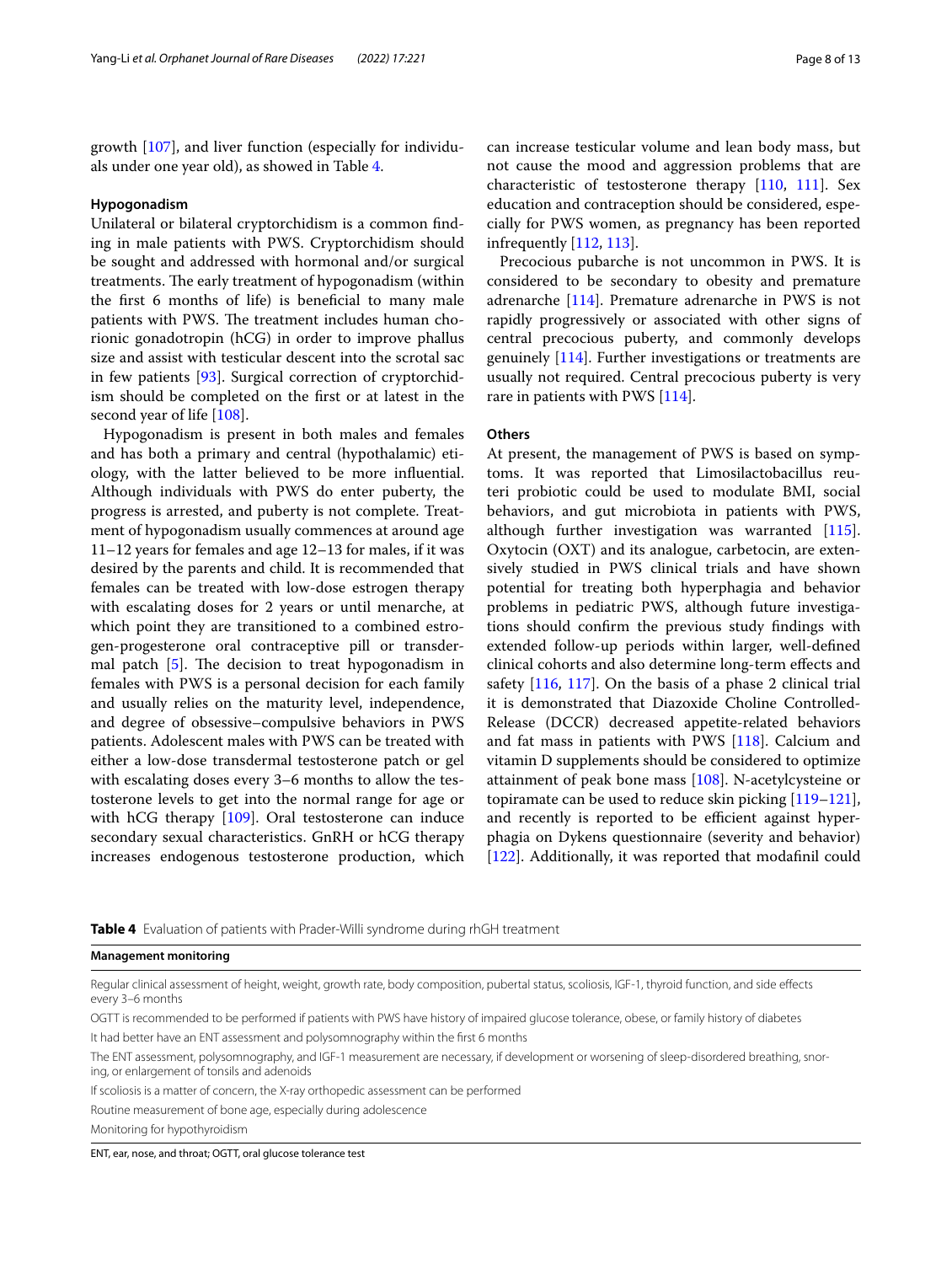growth [107], and liver function (especially for individuals under one year old), as showed in Table 4.

### Hypogonadism

Unilateral or bilateral cryptorchidism is a common finding in male patients with PWS. Cryptorchidism should be sought and addressed with hormonal and/or surgical treatments. The early treatment of hypogonadism (within the first 6 months of life) is beneficial to many male patients with PWS. The treatment includes human chorionic gonadotropin (hCG) in order to improve phallus size and assist with testicular descent into the scrotal sac in few patients [93]. Surgical correction of cryptorchidism should be completed on the first or at latest in the second year of life [108].

Hypogonadism is present in both males and females and has both a primary and central (hypothalamic) etiology, with the latter believed to be more influential. Although individuals with PWS do enter puberty, the progress is arrested, and puberty is not complete. Treatment of hypogonadism usually commences at around age 11–12 years for females and age 12–13 for males, if it was desired by the parents and child. It is recommended that females can be treated with low-dose estrogen therapy with escalating doses for 2 years or until menarche, at which point they are transitioned to a combined estrogen-progesterone oral contraceptive pill or transdermal patch [5]. The decision to treat hypogonadism in females with PWS is a personal decision for each family and usually relies on the maturity level, independence, and degree of obsessive–compulsive behaviors in PWS patients. Adolescent males with PWS can be treated with either a low-dose transdermal testosterone patch or gel with escalating doses every 3–6 months to allow the testosterone levels to get into the normal range for age or with hCG therapy [109]. Oral testosterone can induce secondary sexual characteristics. GnRH or hCG therapy increases endogenous testosterone production, which can increase testicular volume and lean body mass, but not cause the mood and aggression problems that are characteristic of testosterone therapy [110, 111]. Sex education and contraception should be considered, especially for PWS women, as pregnancy has been reported infrequently [112, 113].

Precocious pubarche is not uncommon in PWS. It is considered to be secondary to obesity and premature adrenarche [114]. Premature adrenarche in PWS is not rapidly progressively or associated with other signs of central precocious puberty, and commonly develops genuinely [114]. Further investigations or treatments are usually not required. Central precocious puberty is very rare in patients with PWS [114].

### Others

At present, the management of PWS is based on symptoms. It was reported that Limosilactobacillus reuteri probiotic could be used to modulate BMI, social behaviors, and gut microbiota in patients with PWS, although further investigation was warranted [115]. Oxytocin (OXT) and its analogue, carbetocin, are extensively studied in PWS clinical trials and have shown potential for treating both hyperphagia and behavior problems in pediatric PWS, although future investigations should confirm the previous study findings with extended follow-up periods within larger, well-defined clinical cohorts and also determine long-term effects and safety [116, 117]. On the basis of a phase 2 clinical trial it is demonstrated that Diazoxide Choline Controlled-Release (DCCR) decreased appetite-related behaviors and fat mass in patients with PWS [118]. Calcium and vitamin D supplements should be considered to optimize attainment of peak bone mass [108]. N-acetylcysteine or topiramate can be used to reduce skin picking [119–121], and recently is reported to be efficient against hyperphagia on Dykens questionnaire (severity and behavior) [122]. Additionally, it was reported that modafinil could

**Table 4** Evaluation of patients with Prader-Willi syndrome during rhGH treatment

| Management monitoring |
|---|
| Regular clinical assessment of height, weight, growth rate, body composition, pubertal status, scoliosis, IGF-1, thyroid function, and side effects every 3–6 months |
| OGTT is recommended to be performed if patients with PWS have history of impaired glucose tolerance, obese, or family history of diabetes |
| It had better have an ENT assessment and polysomnography within the first 6 months |
| The ENT assessment, polysomnography, and IGF-1 measurement are necessary, if development or worsening of sleep-disordered breathing, snoring, or enlargement of tonsils and adenoids |
| If scoliosis is a matter of concern, the X-ray orthopedic assessment can be performed |
| Routine measurement of bone age, especially during adolescence |
| Monitoring for hypothyroidism |

ENT, ear, nose, and throat; OGTT, oral glucose tolerance test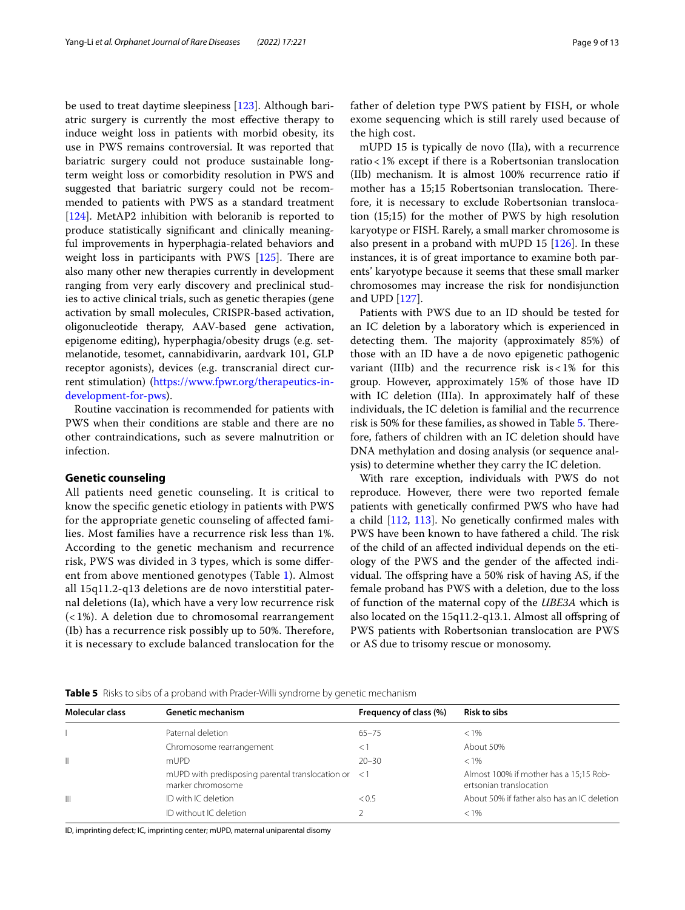be used to treat daytime sleepiness [123]. Although bariatric surgery is currently the most effective therapy to induce weight loss in patients with morbid obesity, its use in PWS remains controversial. It was reported that bariatric surgery could not produce sustainable long-term weight loss or comorbidity resolution in PWS and suggested that bariatric surgery could not be recommended to patients with PWS as a standard treatment [124]. MetAP2 inhibition with beloranib is reported to produce statistically significant and clinically meaningful improvements in hyperphagia-related behaviors and weight loss in participants with PWS [125]. There are also many other new therapies currently in development ranging from very early discovery and preclinical studies to active clinical trials, such as genetic therapies (gene activation by small molecules, CRISPR-based activation, oligonucleotide therapy, AAV-based gene activation, epigenome editing), hyperphagia/obesity drugs (e.g. setmelanotide, tesomet, cannabidivarin, aardvark 101, GLP receptor agonists), devices (e.g. transcranial direct current stimulation) (https://www.fpwr.org/therapeutics-in-development-for-pws).

Routine vaccination is recommended for patients with PWS when their conditions are stable and there are no other contraindications, such as severe malnutrition or infection.

## Genetic counseling

All patients need genetic counseling. It is critical to know the specific genetic etiology in patients with PWS for the appropriate genetic counseling of affected families. Most families have a recurrence risk less than 1%. According to the genetic mechanism and recurrence risk, PWS was divided in 3 types, which is some different from above mentioned genotypes (Table 1). Almost all 15q11.2-q13 deletions are de novo interstitial paternal deletions (Ia), which have a very low recurrence risk (<1%). A deletion due to chromosomal rearrangement (Ib) has a recurrence risk possibly up to 50%. Therefore, it is necessary to exclude balanced translocation for the father of deletion type PWS patient by FISH, or whole exome sequencing which is still rarely used because of the high cost.

mUPD 15 is typically de novo (IIa), with a recurrence ratio < 1% except if there is a Robertsonian translocation (IIb) mechanism. It is almost 100% recurrence ratio if mother has a 15;15 Robertsonian translocation. Therefore, it is necessary to exclude Robertsonian translocation (15;15) for the mother of PWS by high resolution karyotype or FISH. Rarely, a small marker chromosome is also present in a proband with mUPD 15 [126]. In these instances, it is of great importance to examine both parents' karyotype because it seems that these small marker chromosomes may increase the risk for nondisjunction and UPD [127].

Patients with PWS due to an ID should be tested for an IC deletion by a laboratory which is experienced in detecting them. The majority (approximately 85%) of those with an ID have a de novo epigenetic pathogenic variant (IIIb) and the recurrence risk is < 1% for this group. However, approximately 15% of those have ID with IC deletion (IIIa). In approximately half of these individuals, the IC deletion is familial and the recurrence risk is 50% for these families, as showed in Table 5. Therefore, fathers of children with an IC deletion should have DNA methylation and dosing analysis (or sequence analysis) to determine whether they carry the IC deletion.

With rare exception, individuals with PWS do not reproduce. However, there were two reported female patients with genetically confirmed PWS who have had a child [112, 113]. No genetically confirmed males with PWS have been known to have fathered a child. The risk of the child of an affected individual depends on the etiology of the PWS and the gender of the affected individual. The offspring have a 50% risk of having AS, if the female proband has PWS with a deletion, due to the loss of function of the maternal copy of the *UBE3A* which is also located on the 15q11.2-q13.1. Almost all offspring of PWS patients with Robertsonian translocation are PWS or AS due to trisomy rescue or monosomy.

**Table 5** Risks to sibs of a proband with Prader-Willi syndrome by genetic mechanism

| Molecular class | Genetic mechanism | Frequency of class (%) | Risk to sibs |
|---|---|---|---|
| I | Paternal deletion | 65–75 | < 1% |
| | Chromosome rearrangement | < 1 | About 50% |
| II | mUPD | 20–30 | < 1% |
| | mUPD with predisposing parental translocation or marker chromosome | < 1 | Almost 100% if mother has a 15;15 Robertsonian translocation |
| III | ID with IC deletion | < 0.5 | About 50% if father also has an IC deletion |
| | ID without IC deletion | 2 | < 1% |

ID, imprinting defect; IC, imprinting center; mUPD, maternal uniparental disomy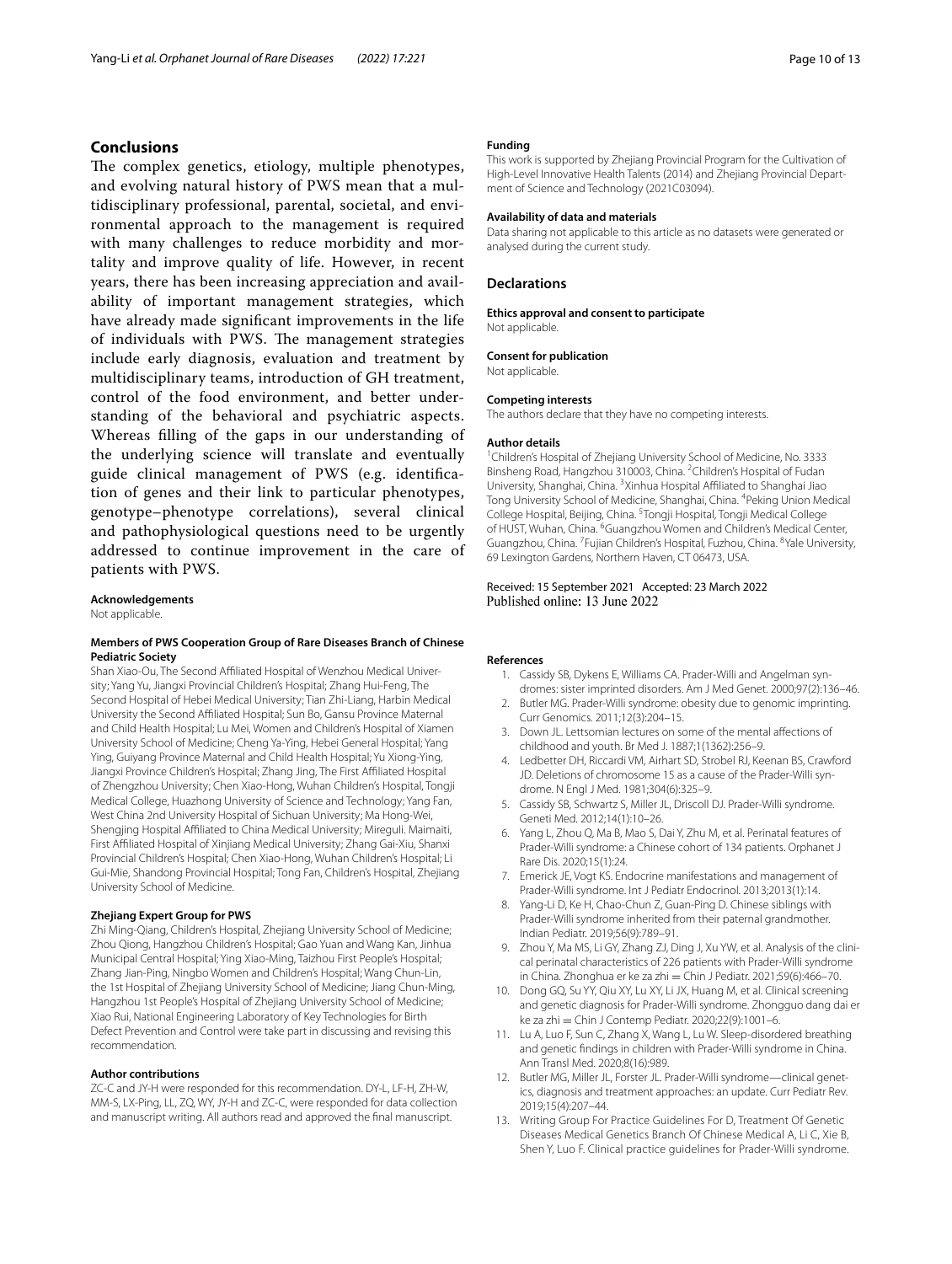## Conclusions

The complex genetics, etiology, multiple phenotypes, and evolving natural history of PWS mean that a multidisciplinary professional, parental, societal, and environmental approach to the management is required with many challenges to reduce morbidity and mortality and improve quality of life. However, in recent years, there has been increasing appreciation and availability of important management strategies, which have already made significant improvements in the life of individuals with PWS. The management strategies include early diagnosis, evaluation and treatment by multidisciplinary teams, introduction of GH treatment, control of the food environment, and better understanding of the behavioral and psychiatric aspects. Whereas filling of the gaps in our understanding of the underlying science will translate and eventually guide clinical management of PWS (e.g. identification of genes and their link to particular phenotypes, genotype–phenotype correlations), several clinical and pathophysiological questions need to be urgently addressed to continue improvement in the care of patients with PWS.

### Acknowledgements

Not applicable.

### Members of PWS Cooperation Group of Rare Diseases Branch of Chinese Pediatric Society

Shan Xiao-Ou, The Second Affiliated Hospital of Wenzhou Medical University; Yang Yu, Jiangxi Provincial Children's Hospital; Zhang Hui-Feng, The Second Hospital of Hebei Medical University; Tian Zhi-Liang, Harbin Medical University the Second Affiliated Hospital; Sun Bo, Gansu Province Maternal and Child Health Hospital; Lu Mei, Women and Children's Hospital of Xiamen University School of Medicine; Cheng Ya-Ying, Hebei General Hospital; Yang Ying, Guiyang Province Maternal and Child Health Hospital; Yu Xiong-Ying, Jiangxi Province Children's Hospital; Zhang Jing, The First Affiliated Hospital of Zhengzhou University; Chen Xiao-Hong, Wuhan Children's Hospital, Tongji Medical College, Huazhong University of Science and Technology; Yang Fan, West China 2nd University Hospital of Sichuan University; Ma Hong-Wei, Shengjing Hospital Affiliated to China Medical University; Mireguli. Maimaiti, First Affiliated Hospital of Xinjiang Medical University; Zhang Gai-Xiu, Shanxi Provincial Children's Hospital; Chen Xiao-Hong, Wuhan Children's Hospital; Li Gui-Mie, Shandong Provincial Hospital; Tong Fan, Children's Hospital, Zhejiang University School of Medicine.

### Zhejiang Expert Group for PWS

Zhi Ming-Qiang, Children's Hospital, Zhejiang University School of Medicine; Zhou Qiong, Hangzhou Children's Hospital; Gao Yuan and Wang Kan, Jinhua Municipal Central Hospital; Ying Xiao-Ming, Taizhou First People's Hospital; Zhang Jian-Ping, Ningbo Women and Children's Hospital; Wang Chun-Lin, the 1st Hospital of Zhejiang University School of Medicine; Jiang Chun-Ming, Hangzhou 1st People's Hospital of Zhejiang University School of Medicine; Xiao Rui, National Engineering Laboratory of Key Technologies for Birth Defect Prevention and Control were take part in discussing and revising this recommendation.

### Author contributions

ZC-C and JY-H were responded for this recommendation. DY-L, LF-H, ZH-W, MM-S, LX-Ping, LL, ZQ, WY, JY-H and ZC-C, were responded for data collection and manuscript writing. All authors read and approved the final manuscript.

### Funding

This work is supported by Zhejiang Provincial Program for the Cultivation of High-Level Innovative Health Talents (2014) and Zhejiang Provincial Department of Science and Technology (2021C03094).

### Availability of data and materials

Data sharing not applicable to this article as no datasets were generated or analysed during the current study.

## Declarations

### Ethics approval and consent to participate

Not applicable.

### Consent for publication

Not applicable.

### Competing interests

The authors declare that they have no competing interests.

### Author details

[1]Children's Hospital of Zhejiang University School of Medicine, No. 3333 Binsheng Road, Hangzhou 310003, China. [2]Children's Hospital of Fudan University, Shanghai, China. [3]Xinhua Hospital Affiliated to Shanghai Jiao Tong University School of Medicine, Shanghai, China. [4]Peking Union Medical College Hospital, Beijing, China. [5]Tongji Hospital, Tongji Medical College of HUST, Wuhan, China. [6]Guangzhou Women and Children's Medical Center, Guangzhou, China. [7]Fujian Children's Hospital, Fuzhou, China. [8]Yale University, 69 Lexington Gardens, Northern Haven, CT 06473, USA.

Received: 15 September 2021 Accepted: 23 March 2022
Published online: 13 June 2022

## References

1. Cassidy SB, Dykens E, Williams CA. Prader-Willi and Angelman syndromes: sister imprinted disorders. Am J Med Genet. 2000;97(2):136–46.
2. Butler MG. Prader-Willi syndrome: obesity due to genomic imprinting. Curr Genomics. 2011;12(3):204–15.
3. Down JL. Lettsomian lectures on some of the mental affections of childhood and youth. Br Med J. 1887;1(1362):256–9.
4. Ledbetter DH, Riccardi VM, Airhart SD, Strobel RJ, Keenan BS, Crawford JD. Deletions of chromosome 15 as a cause of the Prader-Willi syndrome. N Engl J Med. 1981;304(6):325–9.
5. Cassidy SB, Schwartz S, Miller JL, Driscoll DJ. Prader-Willi syndrome. Geneti Med. 2012;14(1):10–26.
6. Yang L, Zhou Q, Ma B, Mao S, Dai Y, Zhu M, et al. Perinatal features of Prader-Willi syndrome: a Chinese cohort of 134 patients. Orphanet J Rare Dis. 2020;15(1):24.
7. Emerick JE, Vogt KS. Endocrine manifestations and management of Prader-Willi syndrome. Int J Pediatr Endocrinol. 2013;2013(1):14.
8. Yang-Li D, Ke H, Chao-Chun Z, Guan-Ping D. Chinese siblings with Prader-Willi syndrome inherited from their paternal grandmother. Indian Pediatr. 2019;56(9):789–91.
9. Zhou Y, Ma MS, Li GY, Zhang ZJ, Ding J, Xu YW, et al. Analysis of the clinical perinatal characteristics of 226 patients with Prader-Willi syndrome in China. Zhonghua er ke za zhi = Chin J Pediatr. 2021;59(6):466–70.
10. Dong GQ, Su YY, Qiu XY, Lu XY, Li JX, Huang M, et al. Clinical screening and genetic diagnosis for Prader-Willi syndrome. Zhongguo dang dai er ke za zhi = Chin J Contemp Pediatr. 2020;22(9):1001–6.
11. Lu A, Luo F, Sun C, Zhang X, Wang L, Lu W. Sleep-disordered breathing and genetic findings in children with Prader-Willi syndrome in China. Ann Transl Med. 2020;8(16):989.
12. Butler MG, Miller JL, Forster JL. Prader-Willi syndrome—clinical genetics, diagnosis and treatment approaches: an update. Curr Pediatr Rev. 2019;15(4):207–44.
13. Writing Group For Practice Guidelines For D, Treatment Of Genetic Diseases Medical Genetics Branch Of Chinese Medical A, Li C, Xie B, Shen Y, Luo F. Clinical practice guidelines for Prader-Willi syndrome.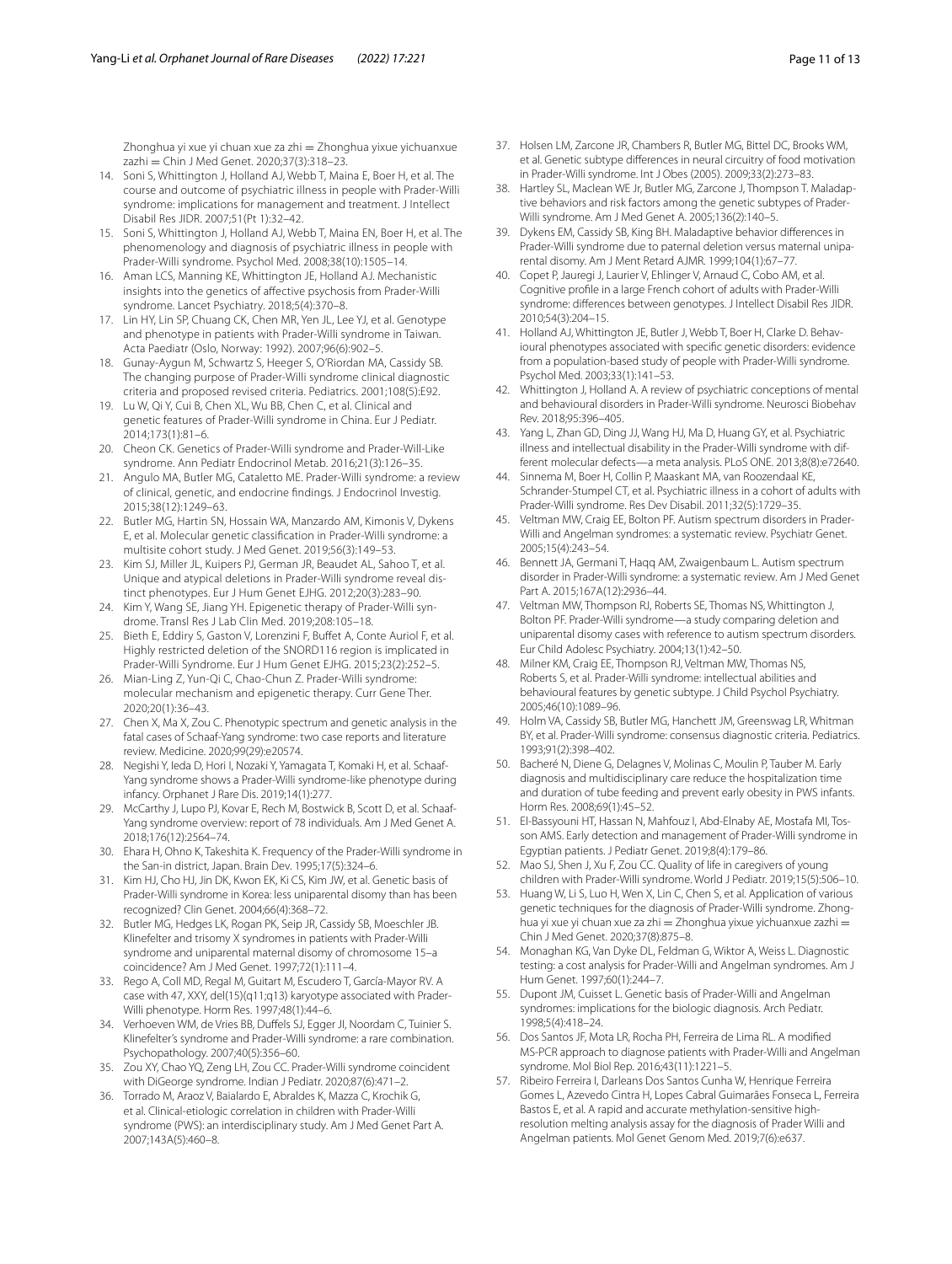Zhonghua yi xue yi chuan xue za zhi = Zhonghua yixue yichuanxue zazhi = Chin J Med Genet. 2020;37(3):318–23.

14. Soni S, Whittington J, Holland AJ, Webb T, Maina E, Boer H, et al. The course and outcome of psychiatric illness in people with Prader-Willi syndrome: implications for management and treatment. J Intellect Disabil Res JIDR. 2007;51(Pt 1):32–42.
15. Soni S, Whittington J, Holland AJ, Webb T, Maina EN, Boer H, et al. The phenomenology and diagnosis of psychiatric illness in people with Prader-Willi syndrome. Psychol Med. 2008;38(10):1505–14.
16. Aman LCS, Manning KE, Whittington JE, Holland AJ. Mechanistic insights into the genetics of affective psychosis from Prader-Willi syndrome. Lancet Psychiatry. 2018;5(4):370–8.
17. Lin HY, Lin SP, Chuang CK, Chen MR, Yen JL, Lee YJ, et al. Genotype and phenotype in patients with Prader-Willi syndrome in Taiwan. Acta Paediatr (Oslo, Norway: 1992). 2007;96(6):902–5.
18. Gunay-Aygun M, Schwartz S, Heeger S, O'Riordan MA, Cassidy SB. The changing purpose of Prader-Willi syndrome clinical diagnostic criteria and proposed revised criteria. Pediatrics. 2001;108(5):E92.
19. Lu W, Qi Y, Cui B, Chen XL, Wu BB, Chen C, et al. Clinical and genetic features of Prader-Willi syndrome in China. Eur J Pediatr. 2014;173(1):81–6.
20. Cheon CK. Genetics of Prader-Willi syndrome and Prader-Will-Like syndrome. Ann Pediatr Endocrinol Metab. 2016;21(3):126–35.
21. Angulo MA, Butler MG, Cataletto ME. Prader-Willi syndrome: a review of clinical, genetic, and endocrine findings. J Endocrinol Investig. 2015;38(12):1249–63.
22. Butler MG, Hartin SN, Hossain WA, Manzardo AM, Kimonis V, Dykens E, et al. Molecular genetic classification in Prader-Willi syndrome: a multisite cohort study. J Med Genet. 2019;56(3):149–53.
23. Kim SJ, Miller JL, Kuipers PJ, German JR, Beaudet AL, Sahoo T, et al. Unique and atypical deletions in Prader-Willi syndrome reveal distinct phenotypes. Eur J Hum Genet EJHG. 2012;20(3):283–90.
24. Kim Y, Wang SE, Jiang YH. Epigenetic therapy of Prader-Willi syndrome. Transl Res J Lab Clin Med. 2019;208:105–18.
25. Bieth E, Eddiry S, Gaston V, Lorenzini F, Buffet A, Conte Auriol F, et al. Highly restricted deletion of the SNORD116 region is implicated in Prader-Willi Syndrome. Eur J Hum Genet EJHG. 2015;23(2):252–5.
26. Mian-Ling Z, Yun-Qi C, Chao-Chun Z. Prader-Willi syndrome: molecular mechanism and epigenetic therapy. Curr Gene Ther. 2020;20(1):36–43.
27. Chen X, Ma X, Zou C. Phenotypic spectrum and genetic analysis in the fatal cases of Schaaf-Yang syndrome: two case reports and literature review. Medicine. 2020;99(29):e20574.
28. Negishi Y, Ieda D, Hori I, Nozaki Y, Yamagata T, Komaki H, et al. Schaaf-Yang syndrome shows a Prader-Willi syndrome-like phenotype during infancy. Orphanet J Rare Dis. 2019;14(1):277.
29. McCarthy J, Lupo PJ, Kovar E, Rech M, Bostwick B, Scott D, et al. Schaaf-Yang syndrome overview: report of 78 individuals. Am J Med Genet A. 2018;176(12):2564–74.
30. Ehara H, Ohno K, Takeshita K. Frequency of the Prader-Willi syndrome in the San-in district, Japan. Brain Dev. 1995;17(5):324–6.
31. Kim HJ, Cho HJ, Jin DK, Kwon EK, Ki CS, Kim JW, et al. Genetic basis of Prader-Willi syndrome in Korea: less uniparental disomy than has been recognized? Clin Genet. 2004;66(4):368–72.
32. Butler MG, Hedges LK, Rogan PK, Seip JR, Cassidy SB, Moeschler JB. Klinefelter and trisomy X syndromes in patients with Prader-Willi syndrome and uniparental maternal disomy of chromosome 15–a coincidence? Am J Med Genet. 1997;72(1):111–4.
33. Rego A, Coll MD, Regal M, Guitart M, Escudero T, García-Mayor RV. A case with 47, XXY, del(15)(q11;q13) karyotype associated with Prader-Willi phenotype. Horm Res. 1997;48(1):44–6.
34. Verhoeven WM, de Vries BB, Duffels SJ, Egger JI, Noordam C, Tuinier S. Klinefelter's syndrome and Prader-Willi syndrome: a rare combination. Psychopathology. 2007;40(5):356–60.
35. Zou XY, Chao YQ, Zeng LH, Zou CC. Prader-Willi syndrome coincident with DiGeorge syndrome. Indian J Pediatr. 2020;87(6):471–2.
36. Torrado M, Araoz V, Baialardo E, Abraldes K, Mazza C, Krochik G, et al. Clinical-etiologic correlation in children with Prader-Willi syndrome (PWS): an interdisciplinary study. Am J Med Genet Part A. 2007;143A(5):460–8.
37. Holsen LM, Zarcone JR, Chambers R, Butler MG, Bittel DC, Brooks WM, et al. Genetic subtype differences in neural circuitry of food motivation in Prader-Willi syndrome. Int J Obes (2005). 2009;33(2):273–83.
38. Hartley SL, Maclean WE Jr, Butler MG, Zarcone J, Thompson T. Maladaptive behaviors and risk factors among the genetic subtypes of Prader-Willi syndrome. Am J Med Genet A. 2005;136(2):140–5.
39. Dykens EM, Cassidy SB, King BH. Maladaptive behavior differences in Prader-Willi syndrome due to paternal deletion versus maternal uniparental disomy. Am J Ment Retard AJMR. 1999;104(1):67–77.
40. Copet P, Jauregi J, Laurier V, Ehlinger V, Arnaud C, Cobo AM, et al. Cognitive profile in a large French cohort of adults with Prader-Willi syndrome: differences between genotypes. J Intellect Disabil Res JIDR. 2010;54(3):204–15.
41. Holland AJ, Whittington JE, Butler J, Webb T, Boer H, Clarke D. Behavioural phenotypes associated with specific genetic disorders: evidence from a population-based study of people with Prader-Willi syndrome. Psychol Med. 2003;33(1):141–53.
42. Whittington J, Holland A. A review of psychiatric conceptions of mental and behavioural disorders in Prader-Willi syndrome. Neurosci Biobehav Rev. 2018;95:396–405.
43. Yang L, Zhan GD, Ding JJ, Wang HJ, Ma D, Huang GY, et al. Psychiatric illness and intellectual disability in the Prader-Willi syndrome with different molecular defects—a meta analysis. PLoS ONE. 2013;8(8):e72640.
44. Sinnema M, Boer H, Collin P, Maaskant MA, van Roozendaal KE, Schrander-Stumpel CT, et al. Psychiatric illness in a cohort of adults with Prader-Willi syndrome. Res Dev Disabil. 2011;32(5):1729–35.
45. Veltman MW, Craig EE, Bolton PF. Autism spectrum disorders in Prader-Willi and Angelman syndromes: a systematic review. Psychiatr Genet. 2005;15(4):243–54.
46. Bennett JA, Germani T, Haqq AM, Zwaigenbaum L. Autism spectrum disorder in Prader-Willi syndrome: a systematic review. Am J Med Genet Part A. 2015;167A(12):2936–44.
47. Veltman MW, Thompson RJ, Roberts SE, Thomas NS, Whittington J, Bolton PF. Prader-Willi syndrome—a study comparing deletion and uniparental disomy cases with reference to autism spectrum disorders. Eur Child Adolesc Psychiatry. 2004;13(1):42–50.
48. Milner KM, Craig EE, Thompson RJ, Veltman MW, Thomas NS, Roberts S, et al. Prader-Willi syndrome: intellectual abilities and behavioural features by genetic subtype. J Child Psychol Psychiatry. 2005;46(10):1089–96.
49. Holm VA, Cassidy SB, Butler MG, Hanchett JM, Greenswag LR, Whitman BY, et al. Prader-Willi syndrome: consensus diagnostic criteria. Pediatrics. 1993;91(2):398–402.
50. Bacheré N, Diene G, Delagnes V, Molinas C, Moulin P, Tauber M. Early diagnosis and multidisciplinary care reduce the hospitalization time and duration of tube feeding and prevent early obesity in PWS infants. Horm Res. 2008;69(1):45–52.
51. El-Bassyouni HT, Hassan N, Mahfouz I, Abd-Elnaby AE, Mostafa MI, Tosson AMS. Early detection and management of Prader-Willi syndrome in Egyptian patients. J Pediatr Genet. 2019;8(4):179–86.
52. Mao SJ, Shen J, Xu F, Zou CC. Quality of life in caregivers of young children with Prader-Willi syndrome. World J Pediatr. 2019;15(5):506–10.
53. Huang W, Li S, Luo H, Wen X, Lin C, Chen S, et al. Application of various genetic techniques for the diagnosis of Prader-Willi syndrome. Zhonghua yi xue yi chuan xue za zhi = Zhonghua yixue yichuanxue zazhi = Chin J Med Genet. 2020;37(8):875–8.
54. Monaghan KG, Van Dyke DL, Feldman G, Wiktor A, Weiss L. Diagnostic testing: a cost analysis for Prader-Willi and Angelman syndromes. Am J Hum Genet. 1997;60(1):244–7.
55. Dupont JM, Cuisset L. Genetic basis of Prader-Willi and Angelman syndromes: implications for the biologic diagnosis. Arch Pediatr. 1998;5(4):418–24.
56. Dos Santos JF, Mota LR, Rocha PH, Ferreira de Lima RL. A modified MS-PCR approach to diagnose patients with Prader-Willi and Angelman syndrome. Mol Biol Rep. 2016;43(11):1221–5.
57. Ribeiro Ferreira I, Darleans Dos Santos Cunha W, Henrique Ferreira Gomes L, Azevedo Cintra H, Lopes Cabral Guimarães Fonseca L, Ferreira Bastos E, et al. A rapid and accurate methylation-sensitive high-resolution melting analysis assay for the diagnosis of Prader Willi and Angelman patients. Mol Genet Genom Med. 2019;7(6):e637.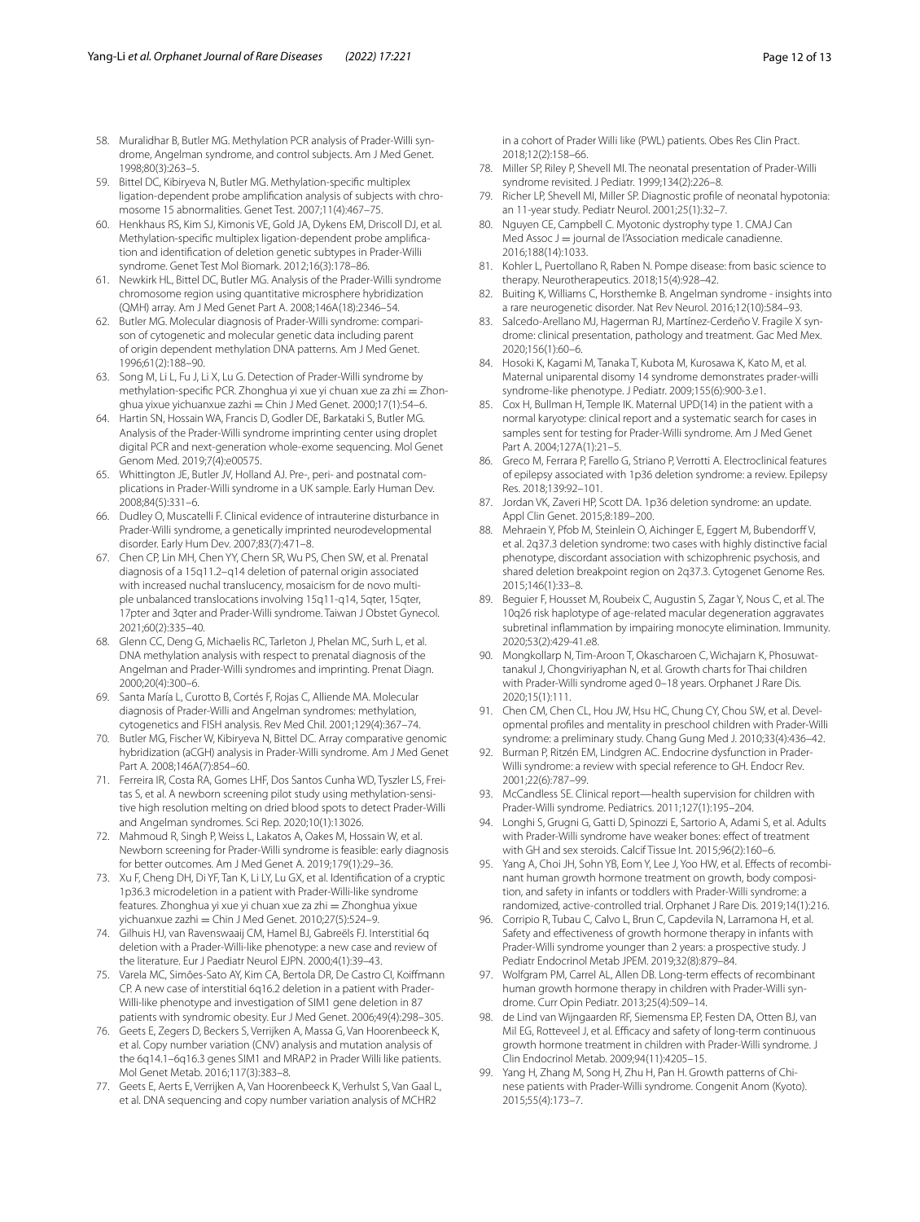58. Muralidhar B, Butler MG. Methylation PCR analysis of Prader-Willi syndrome, Angelman syndrome, and control subjects. Am J Med Genet. 1998;80(3):263–5.
59. Bittel DC, Kibiryeva N, Butler MG. Methylation-specific multiplex ligation-dependent probe amplification analysis of subjects with chromosome 15 abnormalities. Genet Test. 2007;11(4):467–75.
60. Henkhaus RS, Kim SJ, Kimonis VE, Gold JA, Dykens EM, Driscoll DJ, et al. Methylation-specific multiplex ligation-dependent probe amplification and identification of deletion genetic subtypes in Prader-Willi syndrome. Genet Test Mol Biomark. 2012;16(3):178–86.
61. Newkirk HL, Bittel DC, Butler MG. Analysis of the Prader-Willi syndrome chromosome region using quantitative microsphere hybridization (QMH) array. Am J Med Genet Part A. 2008;146A(18):2346–54.
62. Butler MG. Molecular diagnosis of Prader-Willi syndrome: comparison of cytogenetic and molecular genetic data including parent of origin dependent methylation DNA patterns. Am J Med Genet. 1996;61(2):188–90.
63. Song M, Li L, Fu J, Li X, Lu G. Detection of Prader-Willi syndrome by methylation-specific PCR. Zhonghua yi xue yi chuan xue za zhi = Zhonghua yixue yichuanxue zazhi = Chin J Med Genet. 2000;17(1):54–6.
64. Hartin SN, Hossain WA, Francis D, Godler DE, Barkataki S, Butler MG. Analysis of the Prader-Willi syndrome imprinting center using droplet digital PCR and next-generation whole-exome sequencing. Mol Genet Genom Med. 2019;7(4):e00575.
65. Whittington JE, Butler JV, Holland AJ. Pre-, peri- and postnatal complications in Prader-Willi syndrome in a UK sample. Early Human Dev. 2008;84(5):331–6.
66. Dudley O, Muscatelli F. Clinical evidence of intrauterine disturbance in Prader-Willi syndrome, a genetically imprinted neurodevelopmental disorder. Early Hum Dev. 2007;83(7):471–8.
67. Chen CP, Lin MH, Chen YY, Chern SR, Wu PS, Chen SW, et al. Prenatal diagnosis of a 15q11.2–q14 deletion of paternal origin associated with increased nuchal translucency, mosaicism for de novo multiple unbalanced translocations involving 15q11-q14, 5qter, 15qter, 17pter and 3qter and Prader-Willi syndrome. Taiwan J Obstet Gynecol. 2021;60(2):335–40.
68. Glenn CC, Deng G, Michaelis RC, Tarleton J, Phelan MC, Surh L, et al. DNA methylation analysis with respect to prenatal diagnosis of the Angelman and Prader-Willi syndromes and imprinting. Prenat Diagn. 2000;20(4):300–6.
69. Santa María L, Curotto B, Cortés F, Rojas C, Alliende MA. Molecular diagnosis of Prader-Willi and Angelman syndromes: methylation, cytogenetics and FISH analysis. Rev Med Chil. 2001;129(4):367–74.
70. Butler MG, Fischer W, Kibiryeva N, Bittel DC. Array comparative genomic hybridization (aCGH) analysis in Prader-Willi syndrome. Am J Med Genet Part A. 2008;146A(7):854–60.
71. Ferreira IR, Costa RA, Gomes LHF, Dos Santos Cunha WD, Tyszler LS, Freitas S, et al. A newborn screening pilot study using methylation-sensitive high resolution melting on dried blood spots to detect Prader-Willi and Angelman syndromes. Sci Rep. 2020;10(1):13026.
72. Mahmoud R, Singh P, Weiss L, Lakatos A, Oakes M, Hossain W, et al. Newborn screening for Prader-Willi syndrome is feasible: early diagnosis for better outcomes. Am J Med Genet A. 2019;179(1):29–36.
73. Xu F, Cheng DH, Di YF, Tan K, Li LY, Lu GX, et al. Identification of a cryptic 1p36.3 microdeletion in a patient with Prader-Willi-like syndrome features. Zhonghua yi xue yi chuan xue za zhi = Zhonghua yixue yichuanxue zazhi = Chin J Med Genet. 2010;27(5):524–9.
74. Gilhuis HJ, van Ravenswaaij CM, Hamel BJ, Gabreëls FJ. Interstitial 6q deletion with a Prader-Willi-like phenotype: a new case and review of the literature. Eur J Paediatr Neurol EJPN. 2000;4(1):39–43.
75. Varela MC, Simões-Sato AY, Kim CA, Bertola DR, De Castro CI, Koiffmann CP. A new case of interstitial 6q16.2 deletion in a patient with Prader-Willi-like phenotype and investigation of SIM1 gene deletion in 87 patients with syndromic obesity. Eur J Med Genet. 2006;49(4):298–305.
76. Geets E, Zegers D, Beckers S, Verrijken A, Massa G, Van Hoorenbeeck K, et al. Copy number variation (CNV) analysis and mutation analysis of the 6q14.1–6q16.3 genes SIM1 and MRAP2 in Prader Willi like patients. Mol Genet Metab. 2016;117(3):383–8.
77. Geets E, Aerts E, Verrijken A, Van Hoorenbeeck K, Verhulst S, Van Gaal L, et al. DNA sequencing and copy number variation analysis of MCHR2 in a cohort of Prader Willi like (PWL) patients. Obes Res Clin Pract. 2018;12(2):158–66.
78. Miller SP, Riley P, Shevell MI. The neonatal presentation of Prader-Willi syndrome revisited. J Pediatr. 1999;134(2):226–8.
79. Richer LP, Shevell MI, Miller SP. Diagnostic profile of neonatal hypotonia: an 11-year study. Pediatr Neurol. 2001;25(1):32–7.
80. Nguyen CE, Campbell C. Myotonic dystrophy type 1. CMAJ Can Med Assoc J = journal de l'Association medicale canadienne. 2016;188(14):1033.
81. Kohler L, Puertollano R, Raben N. Pompe disease: from basic science to therapy. Neurotherapeutics. 2018;15(4):928–42.
82. Buiting K, Williams C, Horsthemke B. Angelman syndrome - insights into a rare neurogenetic disorder. Nat Rev Neurol. 2016;12(10):584–93.
83. Salcedo-Arellano MJ, Hagerman RJ, Martínez-Cerdeño V. Fragile X syndrome: clinical presentation, pathology and treatment. Gac Med Mex. 2020;156(1):60–6.
84. Hosoki K, Kagami M, Tanaka T, Kubota M, Kurosawa K, Kato M, et al. Maternal uniparental disomy 14 syndrome demonstrates prader-willi syndrome-like phenotype. J Pediatr. 2009;155(6):900-3.e1.
85. Cox H, Bullman H, Temple IK. Maternal UPD(14) in the patient with a normal karyotype: clinical report and a systematic search for cases in samples sent for testing for Prader-Willi syndrome. Am J Med Genet Part A. 2004;127A(1):21–5.
86. Greco M, Ferrara P, Farello G, Striano P, Verrotti A. Electroclinical features of epilepsy associated with 1p36 deletion syndrome: a review. Epilepsy Res. 2018;139:92–101.
87. Jordan VK, Zaveri HP, Scott DA. 1p36 deletion syndrome: an update. Appl Clin Genet. 2015;8:189–200.
88. Mehraein Y, Pfob M, Steinlein O, Aichinger E, Eggert M, Bubendorff V, et al. 2q37.3 deletion syndrome: two cases with highly distinctive facial phenotype, discordant association with schizophrenic psychosis, and shared deletion breakpoint region on 2q37.3. Cytogenet Genome Res. 2015;146(1):33–8.
89. Beguier F, Housset M, Roubeix C, Augustin S, Zagar Y, Nous C, et al. The 10q26 risk haplotype of age-related macular degeneration aggravates subretinal inflammation by impairing monocyte elimination. Immunity. 2020;53(2):429-41.e8.
90. Mongkollarp N, Tim-Aroon T, Okascharoen C, Wichajarn K, Phosuwattanakul J, Chongviriyaphan N, et al. Growth charts for Thai children with Prader-Willi syndrome aged 0–18 years. Orphanet J Rare Dis. 2020;15(1):111.
91. Chen CM, Chen CL, Hou JW, Hsu HC, Chung CY, Chou SW, et al. Developmental profiles and mentality in preschool children with Prader-Willi syndrome: a preliminary study. Chang Gung Med J. 2010;33(4):436–42.
92. Burman P, Ritzén EM, Lindgren AC. Endocrine dysfunction in Prader-Willi syndrome: a review with special reference to GH. Endocr Rev. 2001;22(6):787–99.
93. McCandless SE. Clinical report—health supervision for children with Prader-Willi syndrome. Pediatrics. 2011;127(1):195–204.
94. Longhi S, Grugni G, Gatti D, Spinozzi E, Sartorio A, Adami S, et al. Adults with Prader-Willi syndrome have weaker bones: effect of treatment with GH and sex steroids. Calcif Tissue Int. 2015;96(2):160–6.
95. Yang A, Choi JH, Sohn YB, Eom Y, Lee J, Yoo HW, et al. Effects of recombinant human growth hormone treatment on growth, body composition, and safety in infants or toddlers with Prader-Willi syndrome: a randomized, active-controlled trial. Orphanet J Rare Dis. 2019;14(1):216.
96. Corripio R, Tubau C, Calvo L, Brun C, Capdevila N, Larramona H, et al. Safety and effectiveness of growth hormone therapy in infants with Prader-Willi syndrome younger than 2 years: a prospective study. J Pediatr Endocrinol Metab JPEM. 2019;32(8):879–84.
97. Wolfgram PM, Carrel AL, Allen DB. Long-term effects of recombinant human growth hormone therapy in children with Prader-Willi syndrome. Curr Opin Pediatr. 2013;25(4):509–14.
98. de Lind van Wijngaarden RF, Siemensma EP, Festen DA, Otten BJ, van Mil EG, Rotteveel J, et al. Efficacy and safety of long-term continuous growth hormone treatment in children with Prader-Willi syndrome. J Clin Endocrinol Metab. 2009;94(11):4205–15.
99. Yang H, Zhang M, Song H, Zhu H, Pan H. Growth patterns of Chinese patients with Prader-Willi syndrome. Congenit Anom (Kyoto). 2015;55(4):173–7.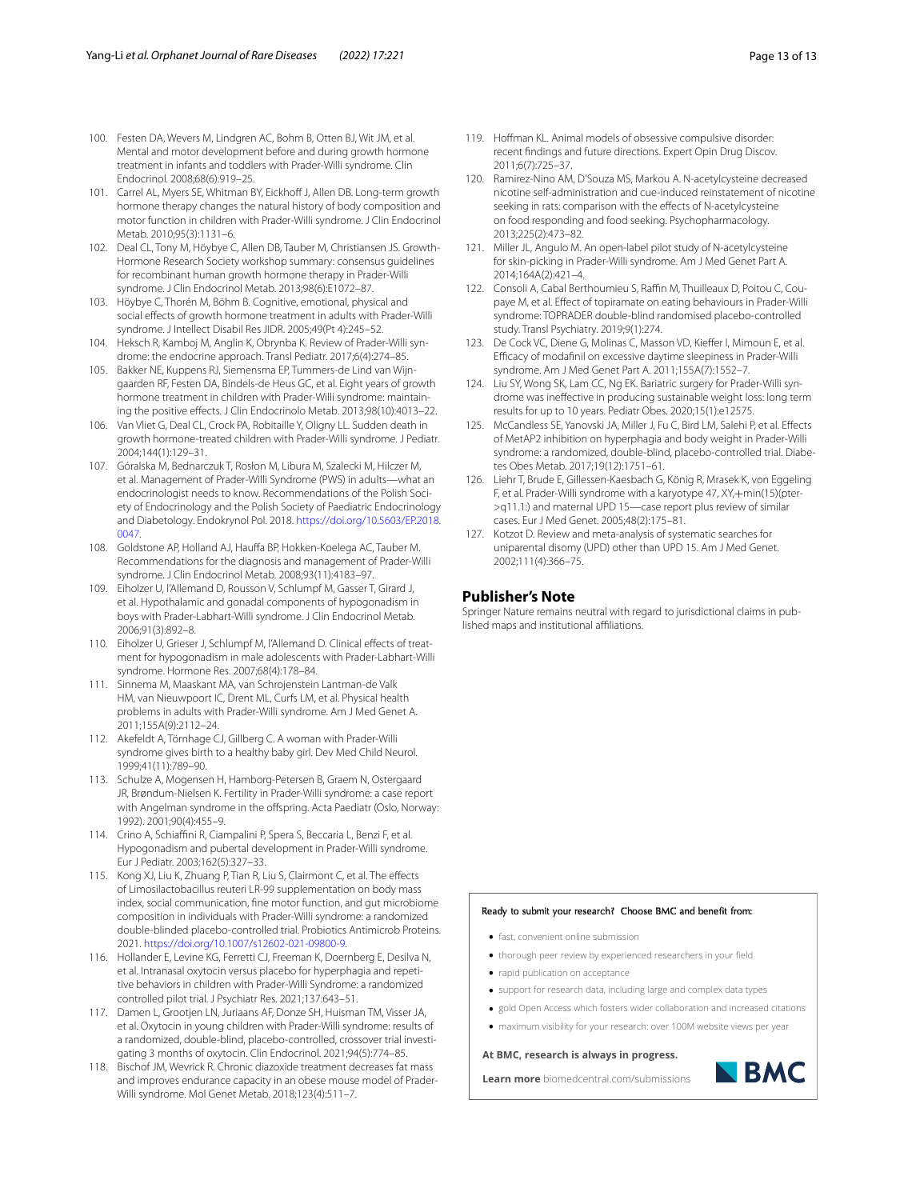100. Festen DA, Wevers M, Lindgren AC, Bohm B, Otten BJ, Wit JM, et al. Mental and motor development before and during growth hormone treatment in infants and toddlers with Prader-Willi syndrome. Clin Endocrinol. 2008;68(6):919–25.
101. Carrel AL, Myers SE, Whitman BY, Eickhoff J, Allen DB. Long-term growth hormone therapy changes the natural history of body composition and motor function in children with Prader-Willi syndrome. J Clin Endocrinol Metab. 2010;95(3):1131–6.
102. Deal CL, Tony M, Höybye C, Allen DB, Tauber M, Christiansen JS. Growth-Hormone Research Society workshop summary: consensus guidelines for recombinant human growth hormone therapy in Prader-Willi syndrome. J Clin Endocrinol Metab. 2013;98(6):E1072–87.
103. Höybye C, Thorén M, Böhm B. Cognitive, emotional, physical and social effects of growth hormone treatment in adults with Prader-Willi syndrome. J Intellect Disabil Res JIDR. 2005;49(Pt 4):245–52.
104. Heksch R, Kamboj M, Anglin K, Obrynba K. Review of Prader-Willi syndrome: the endocrine approach. Transl Pediatr. 2017;6(4):274–85.
105. Bakker NE, Kuppens RJ, Siemensma EP, Tummers-de Lind van Wijngaarden RF, Festen DA, Bindels-de Heus GC, et al. Eight years of growth hormone treatment in children with Prader-Willi syndrome: maintaining the positive effects. J Clin Endocrinol Metab. 2013;98(10):4013–22.
106. Van Vliet G, Deal CL, Crock PA, Robitaille Y, Oligny LL. Sudden death in growth hormone-treated children with Prader-Willi syndrome. J Pediatr. 2004;144(1):129–31.
107. Góralska M, Bednarczuk T, Rosłon M, Libura M, Szalecki M, Hilczer M, et al. Management of Prader-Willi Syndrome (PWS) in adults—what an endocrinologist needs to know. Recommendations of the Polish Society of Endocrinology and the Polish Society of Paediatric Endocrinology and Diabetology. Endokrynol Pol. 2018. https://doi.org/10.5603/EP.2018.0047.
108. Goldstone AP, Holland AJ, Hauffa BP, Hokken-Koelega AC, Tauber M. Recommendations for the diagnosis and management of Prader-Willi syndrome. J Clin Endocrinol Metab. 2008;93(11):4183–97.
109. Eiholzer U, l'Allemand D, Rousson V, Schlumpf M, Gasser T, Girard J, et al. Hypothalamic and gonadal components of hypogonadism in boys with Prader-Labhart-Willi syndrome. J Clin Endocrinol Metab. 2006;91(3):892–8.
110. Eiholzer U, Grieser J, Schlumpf M, l'Allemand D. Clinical effects of treatment for hypogonadism in male adolescents with Prader-Labhart-Willi syndrome. Hormone Res. 2007;68(4):178–84.
111. Sinnema M, Maaskant MA, van Schrojenstein Lantman-de Valk HM, van Nieuwpoort IC, Drent ML, Curfs LM, et al. Physical health problems in adults with Prader-Willi syndrome. Am J Med Genet A. 2011;155A(9):2112–24.
112. Akefeldt A, Törnhage CJ, Gillberg C. A woman with Prader-Willi syndrome gives birth to a healthy baby girl. Dev Med Child Neurol. 1999;41(11):789–90.
113. Schulze A, Mogensen H, Hamborg-Petersen B, Graem N, Ostergaard JR, Brøndum-Nielsen K. Fertility in Prader-Willi syndrome: a case report with Angelman syndrome in the offspring. Acta Paediatr (Oslo, Norway: 1992). 2001;90(4):455–9.
114. Crino A, Schiaffini R, Ciampalini P, Spera S, Beccaria L, Benzi F, et al. Hypogonadism and pubertal development in Prader-Willi syndrome. Eur J Pediatr. 2003;162(5):327–33.
115. Kong XJ, Liu K, Zhuang P, Tian R, Liu S, Clairmont C, et al. The effects of Limosilactobacillus reuteri LR-99 supplementation on body mass index, social communication, fine motor function, and gut microbiome composition in individuals with Prader-Willi syndrome: a randomized double-blinded placebo-controlled trial. Probiotics Antimicrob Proteins. 2021. https://doi.org/10.1007/s12602-021-09800-9.
116. Hollander E, Levine KG, Ferretti CJ, Freeman K, Doernberg E, Desilva N, et al. Intranasal oxytocin versus placebo for hyperphagia and repetitive behaviors in children with Prader-Willi Syndrome: a randomized controlled pilot trial. J Psychiatr Res. 2021;137:643–51.
117. Damen L, Grootjen LN, Juriaans AF, Donze SH, Huisman TM, Visser JA, et al. Oxytocin in young children with Prader-Willi syndrome: results of a randomized, double-blind, placebo-controlled, crossover trial investigating 3 months of oxytocin. Clin Endocrinol. 2021;94(5):774–85.
118. Bischof JM, Wevrick R. Chronic diazoxide treatment decreases fat mass and improves endurance capacity in an obese mouse model of Prader-Willi syndrome. Mol Genet Metab. 2018;123(4):511–7.
119. Hoffman KL. Animal models of obsessive compulsive disorder: recent findings and future directions. Expert Opin Drug Discov. 2011;6(7):725–37.
120. Ramirez-Nino AM, D'Souza MS, Markou A. N-acetylcysteine decreased nicotine self-administration and cue-induced reinstatement of nicotine seeking in rats: comparison with the effects of N-acetylcysteine on food responding and food seeking. Psychopharmacology. 2013;225(2):473–82.
121. Miller JL, Angulo M. An open-label pilot study of N-acetylcysteine for skin-picking in Prader-Willi syndrome. Am J Med Genet Part A. 2014;164A(2):421–4.
122. Consoli A, Cabal Berthoumieu S, Raffin M, Thuilleaux D, Poitou C, Coupaye M, et al. Effect of topiramate on eating behaviours in Prader-Willi syndrome: TOPRADER double-blind randomised placebo-controlled study. Transl Psychiatry. 2019;9(1):274.
123. De Cock VC, Diene G, Molinas C, Masson VD, Kieffer I, Mimoun E, et al. Efficacy of modafinil on excessive daytime sleepiness in Prader-Willi syndrome. Am J Med Genet Part A. 2011;155A(7):1552–7.
124. Liu SY, Wong SK, Lam CC, Ng EK. Bariatric surgery for Prader-Willi syndrome was ineffective in producing sustainable weight loss: long term results for up to 10 years. Pediatr Obes. 2020;15(1):e12575.
125. McCandless SE, Yanovski JA, Miller J, Fu C, Bird LM, Salehi P, et al. Effects of MetAP2 inhibition on hyperphagia and body weight in Prader-Willi syndrome: a randomized, double-blind, placebo-controlled trial. Diabetes Obes Metab. 2017;19(12):1751–61.
126. Liehr T, Brude E, Gillessen-Kaesbach G, König R, Mrasek K, von Eggeling F, et al. Prader-Willi syndrome with a karyotype 47, XY,+min(15)(pter->q11.1:) and maternal UPD 15—case report plus review of similar cases. Eur J Med Genet. 2005;48(2):175–81.
127. Kotzot D. Review and meta-analysis of systematic searches for uniparental disomy (UPD) other than UPD 15. Am J Med Genet. 2002;111(4):366–75.

## Publisher's Note

Springer Nature remains neutral with regard to jurisdictional claims in published maps and institutional affiliations.

Ready to submit your research? Choose BMC and benefit from:

- fast, convenient online submission
- thorough peer review by experienced researchers in your field
- rapid publication on acceptance
- support for research data, including large and complex data types
- gold Open Access which fosters wider collaboration and increased citations
- maximum visibility for your research: over 100M website views per year

**At BMC, research is always in progress.**

**Learn more** biomedcentral.com/submissions